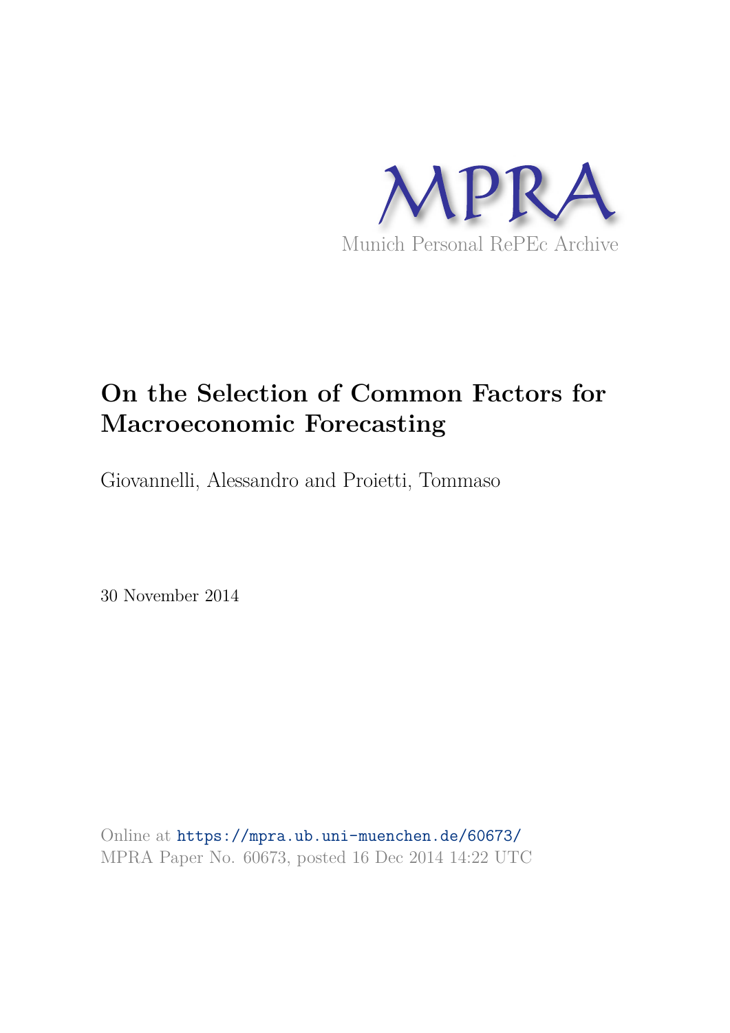MPRA

Munich Personal RePEc Archive

# On the Selection of Common Factors for Macroeconomic Forecasting

Giovannelli, Alessandro and Proietti, Tommaso

30 November 2014

Online at https://mpra.ub.uni-muenchen.de/60673/
MPRA Paper No. 60673, posted 16 Dec 2014 14:22 UTC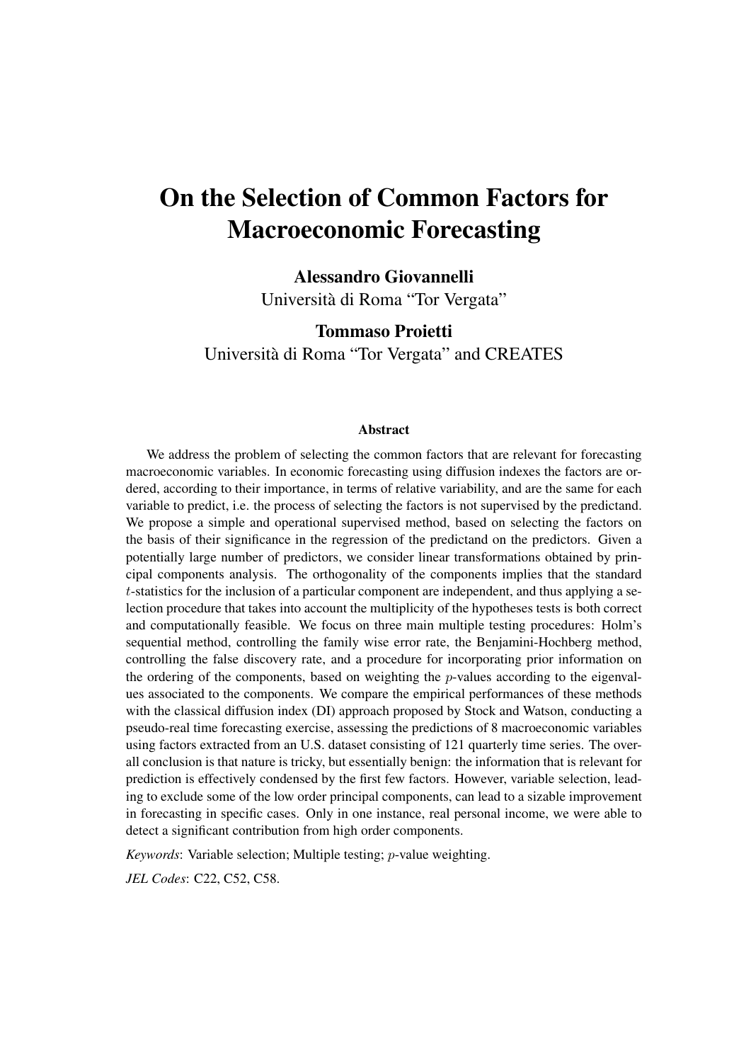# On the Selection of Common Factors for Macroeconomic Forecasting

**Alessandro Giovannelli**
Università di Roma "Tor Vergata"

**Tommaso Proietti**
Università di Roma "Tor Vergata" and CREATES

### Abstract

We address the problem of selecting the common factors that are relevant for forecasting macroeconomic variables. In economic forecasting using diffusion indexes the factors are ordered, according to their importance, in terms of relative variability, and are the same for each variable to predict, i.e. the process of selecting the factors is not supervised by the predictand. We propose a simple and operational supervised method, based on selecting the factors on the basis of their significance in the regression of the predictand on the predictors. Given a potentially large number of predictors, we consider linear transformations obtained by principal components analysis. The orthogonality of the components implies that the standard $t$-statistics for the inclusion of a particular component are independent, and thus applying a selection procedure that takes into account the multiplicity of the hypotheses tests is both correct and computationally feasible. We focus on three main multiple testing procedures: Holm's sequential method, controlling the family wise error rate, the Benjamini-Hochberg method, controlling the false discovery rate, and a procedure for incorporating prior information on the ordering of the components, based on weighting the $p$-values according to the eigenvalues associated to the components. We compare the empirical performances of these methods with the classical diffusion index (DI) approach proposed by Stock and Watson, conducting a pseudo-real time forecasting exercise, assessing the predictions of 8 macroeconomic variables using factors extracted from an U.S. dataset consisting of 121 quarterly time series. The overall conclusion is that nature is tricky, but essentially benign: the information that is relevant for prediction is effectively condensed by the first few factors. However, variable selection, leading to exclude some of the low order principal components, can lead to a sizable improvement in forecasting in specific cases. Only in one instance, real personal income, we were able to detect a significant contribution from high order components.

*Keywords*: Variable selection; Multiple testing; $p$-value weighting.

*JEL Codes*: C22, C52, C58.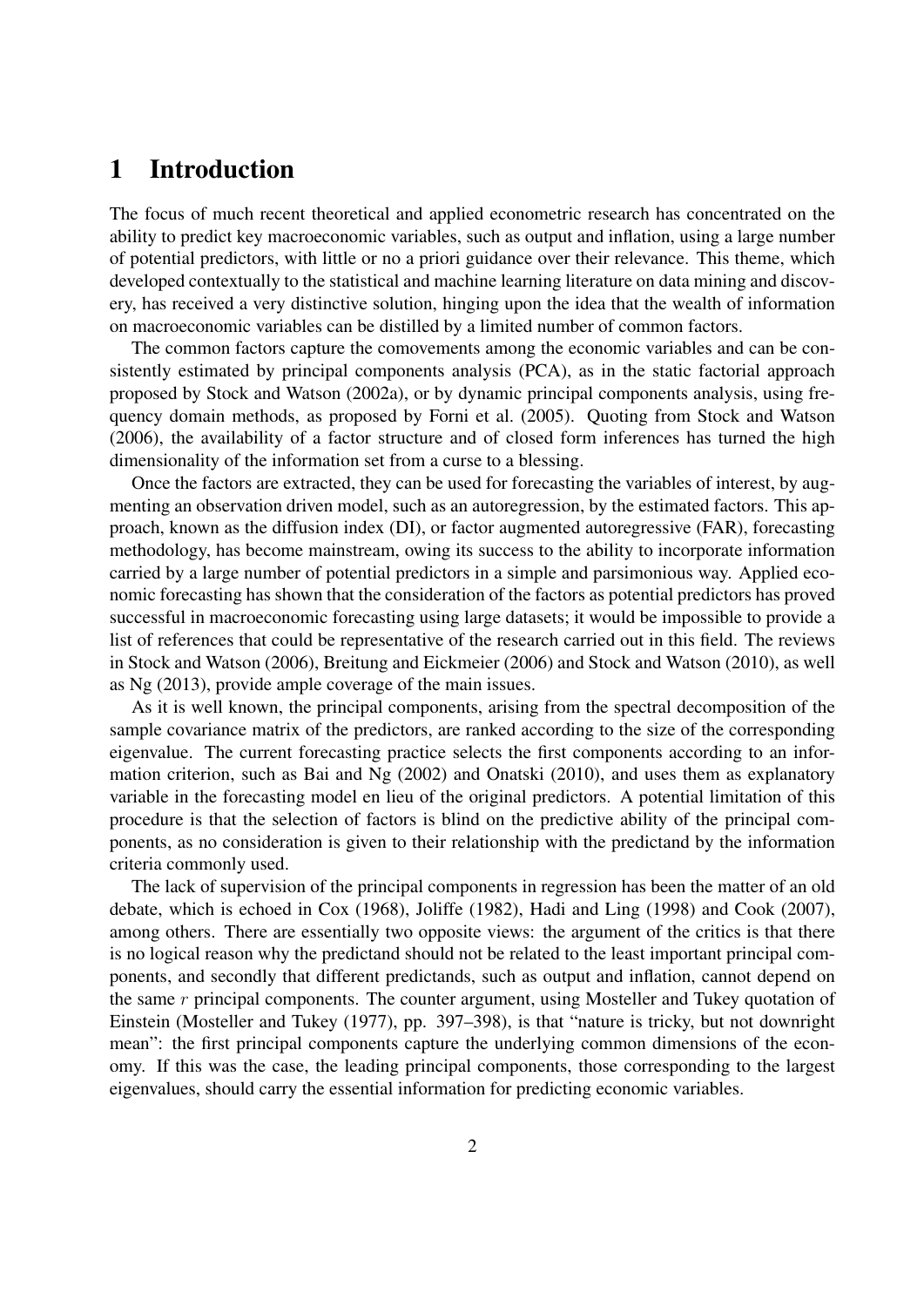# 1 Introduction

The focus of much recent theoretical and applied econometric research has concentrated on the ability to predict key macroeconomic variables, such as output and inflation, using a large number of potential predictors, with little or no a priori guidance over their relevance. This theme, which developed contextually to the statistical and machine learning literature on data mining and discovery, has received a very distinctive solution, hinging upon the idea that the wealth of information on macroeconomic variables can be distilled by a limited number of common factors.

The common factors capture the comovements among the economic variables and can be consistently estimated by principal components analysis (PCA), as in the static factorial approach proposed by Stock and Watson (2002a), or by dynamic principal components analysis, using frequency domain methods, as proposed by Forni et al. (2005). Quoting from Stock and Watson (2006), the availability of a factor structure and of closed form inferences has turned the high dimensionality of the information set from a curse to a blessing.

Once the factors are extracted, they can be used for forecasting the variables of interest, by augmenting an observation driven model, such as an autoregression, by the estimated factors. This approach, known as the diffusion index (DI), or factor augmented autoregressive (FAR), forecasting methodology, has become mainstream, owing its success to the ability to incorporate information carried by a large number of potential predictors in a simple and parsimonious way. Applied economic forecasting has shown that the consideration of the factors as potential predictors has proved successful in macroeconomic forecasting using large datasets; it would be impossible to provide a list of references that could be representative of the research carried out in this field. The reviews in Stock and Watson (2006), Breitung and Eickmeier (2006) and Stock and Watson (2010), as well as Ng (2013), provide ample coverage of the main issues.

As it is well known, the principal components, arising from the spectral decomposition of the sample covariance matrix of the predictors, are ranked according to the size of the corresponding eigenvalue. The current forecasting practice selects the first components according to an information criterion, such as Bai and Ng (2002) and Onatski (2010), and uses them as explanatory variable in the forecasting model en lieu of the original predictors. A potential limitation of this procedure is that the selection of factors is blind on the predictive ability of the principal components, as no consideration is given to their relationship with the predictand by the information criteria commonly used.

The lack of supervision of the principal components in regression has been the matter of an old debate, which is echoed in Cox (1968), Joliffe (1982), Hadi and Ling (1998) and Cook (2007), among others. There are essentially two opposite views: the argument of the critics is that there is no logical reason why the predictand should not be related to the least important principal components, and secondly that different predictands, such as output and inflation, cannot depend on the same $r$ principal components. The counter argument, using Mosteller and Tukey quotation of Einstein (Mosteller and Tukey (1977), pp. 397–398), is that "nature is tricky, but not downright mean": the first principal components capture the underlying common dimensions of the economy. If this was the case, the leading principal components, those corresponding to the largest eigenvalues, should carry the essential information for predicting economic variables.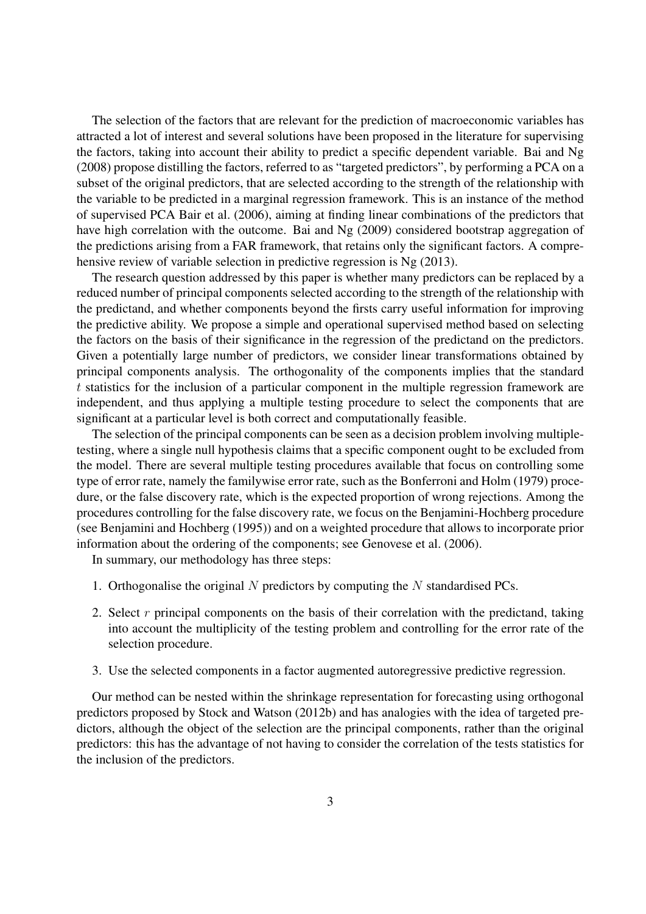The selection of the factors that are relevant for the prediction of macroeconomic variables has attracted a lot of interest and several solutions have been proposed in the literature for supervising the factors, taking into account their ability to predict a specific dependent variable. Bai and Ng (2008) propose distilling the factors, referred to as "targeted predictors", by performing a PCA on a subset of the original predictors, that are selected according to the strength of the relationship with the variable to be predicted in a marginal regression framework. This is an instance of the method of supervised PCA Bair et al. (2006), aiming at finding linear combinations of the predictors that have high correlation with the outcome. Bai and Ng (2009) considered bootstrap aggregation of the predictions arising from a FAR framework, that retains only the significant factors. A comprehensive review of variable selection in predictive regression is Ng (2013).

The research question addressed by this paper is whether many predictors can be replaced by a reduced number of principal components selected according to the strength of the relationship with the predictand, and whether components beyond the firsts carry useful information for improving the predictive ability. We propose a simple and operational supervised method based on selecting the factors on the basis of their significance in the regression of the predictand on the predictors. Given a potentially large number of predictors, we consider linear transformations obtained by principal components analysis. The orthogonality of the components implies that the standard $t$ statistics for the inclusion of a particular component in the multiple regression framework are independent, and thus applying a multiple testing procedure to select the components that are significant at a particular level is both correct and computationally feasible.

The selection of the principal components can be seen as a decision problem involving multiple-testing, where a single null hypothesis claims that a specific component ought to be excluded from the model. There are several multiple testing procedures available that focus on controlling some type of error rate, namely the familywise error rate, such as the Bonferroni and Holm (1979) procedure, or the false discovery rate, which is the expected proportion of wrong rejections. Among the procedures controlling for the false discovery rate, we focus on the Benjamini-Hochberg procedure (see Benjamini and Hochberg (1995)) and on a weighted procedure that allows to incorporate prior information about the ordering of the components; see Genovese et al. (2006).

In summary, our methodology has three steps:

1. Orthogonalise the original $N$ predictors by computing the $N$ standardised PCs.
2. Select $r$ principal components on the basis of their correlation with the predictand, taking into account the multiplicity of the testing problem and controlling for the error rate of the selection procedure.
3. Use the selected components in a factor augmented autoregressive predictive regression.

Our method can be nested within the shrinkage representation for forecasting using orthogonal predictors proposed by Stock and Watson (2012b) and has analogies with the idea of targeted predictors, although the object of the selection are the principal components, rather than the original predictors: this has the advantage of not having to consider the correlation of the tests statistics for the inclusion of the predictors.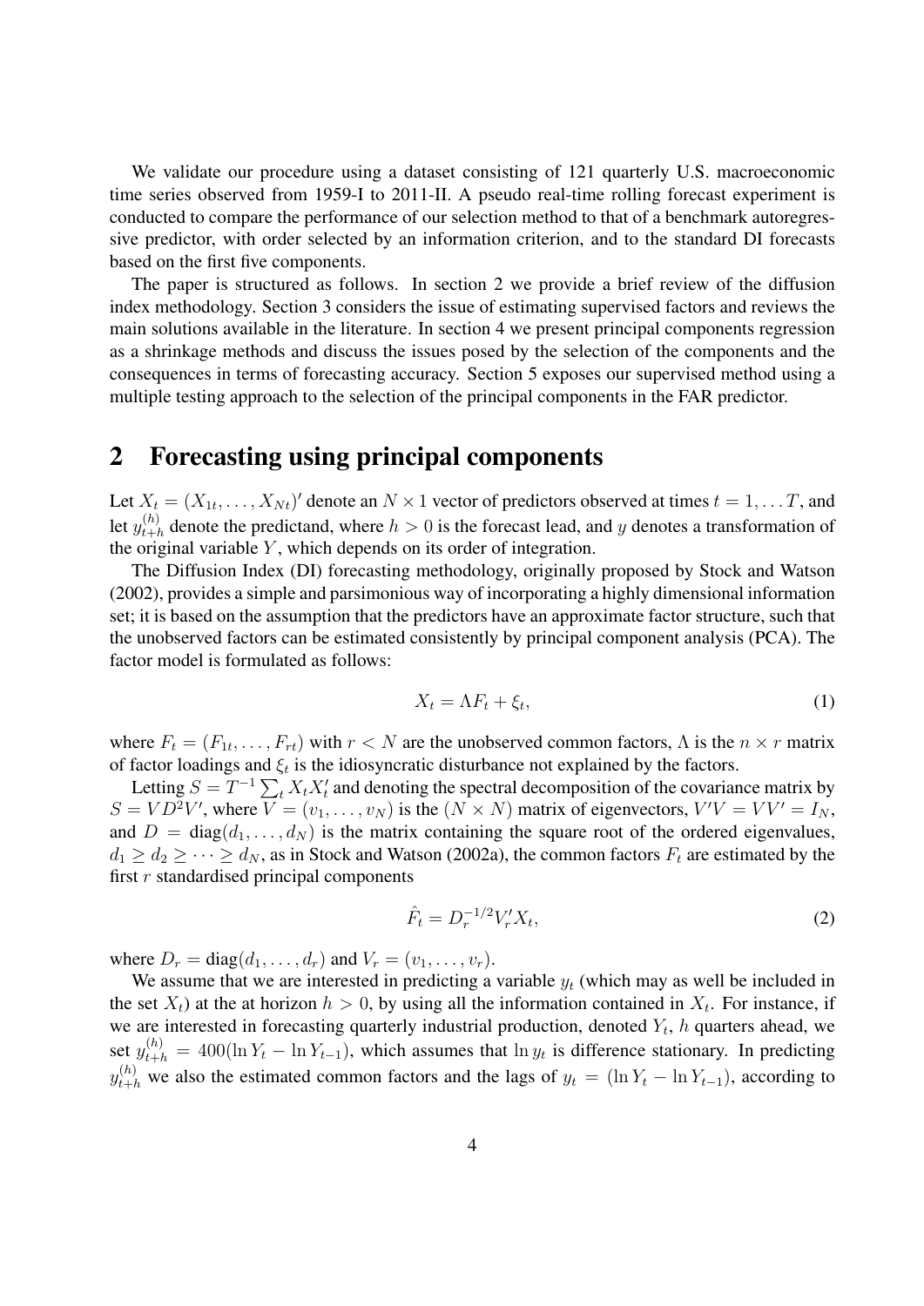We validate our procedure using a dataset consisting of 121 quarterly U.S. macroeconomic time series observed from 1959-I to 2011-II. A pseudo real-time rolling forecast experiment is conducted to compare the performance of our selection method to that of a benchmark autoregressive predictor, with order selected by an information criterion, and to the standard DI forecasts based on the first five components.

The paper is structured as follows. In section 2 we provide a brief review of the diffusion index methodology. Section 3 considers the issue of estimating supervised factors and reviews the main solutions available in the literature. In section 4 we present principal components regression as a shrinkage methods and discuss the issues posed by the selection of the components and the consequences in terms of forecasting accuracy. Section 5 exposes our supervised method using a multiple testing approach to the selection of the principal components in the FAR predictor.

## 2 Forecasting using principal components

Let $X_t = (X_{1t}, \dots, X_{Nt})'$ denote an $N \times 1$ vector of predictors observed at times $t = 1, \dots T$, and let $y_{t+h}^{(h)}$ denote the predictand, where $h > 0$ is the forecast lead, and $y$ denotes a transformation of the original variable $Y$, which depends on its order of integration.

The Diffusion Index (DI) forecasting methodology, originally proposed by Stock and Watson (2002), provides a simple and parsimonious way of incorporating a highly dimensional information set; it is based on the assumption that the predictors have an approximate factor structure, such that the unobserved factors can be estimated consistently by principal component analysis (PCA). The factor model is formulated as follows:

$$X_t = \Lambda F_t + \xi_t, \tag{1}$$

where $F_t = (F_{1t}, \dots, F_{rt})$ with $r < N$ are the unobserved common factors, $\Lambda$ is the $n \times r$ matrix of factor loadings and $\xi_t$ is the idiosyncratic disturbance not explained by the factors.

Letting $S = T^{-1} \sum_t X_t X_t'$ and denoting the spectral decomposition of the covariance matrix by $S = VD^2V'$, where $V = (v_1, \dots, v_N)$ is the $(N \times N)$ matrix of eigenvectors, $V'V = VV' = I_N$, and $D = \text{diag}(d_1, \dots, d_N)$ is the matrix containing the square root of the ordered eigenvalues, $d_1 \geq d_2 \geq \dots \geq d_N$, as in Stock and Watson (2002a), the common factors $F_t$ are estimated by the first $r$ standardised principal components

$$\hat{F}_t = D_r^{-1/2} V_r' X_t, \tag{2}$$

where $D_r = \text{diag}(d_1, \dots, d_r)$ and $V_r = (v_1, \dots, v_r)$.

We assume that we are interested in predicting a variable $y_t$ (which may as well be included in the set $X_t$) at the at horizon $h > 0$, by using all the information contained in $X_t$. For instance, if we are interested in forecasting quarterly industrial production, denoted $Y_t$, $h$ quarters ahead, we set $y_{t+h}^{(h)} = 400(\ln Y_t - \ln Y_{t-1})$, which assumes that $\ln y_t$ is difference stationary. In predicting $y_{t+h}^{(h)}$ we also the estimated common factors and the lags of $y_t = (\ln Y_t - \ln Y_{t-1})$, according to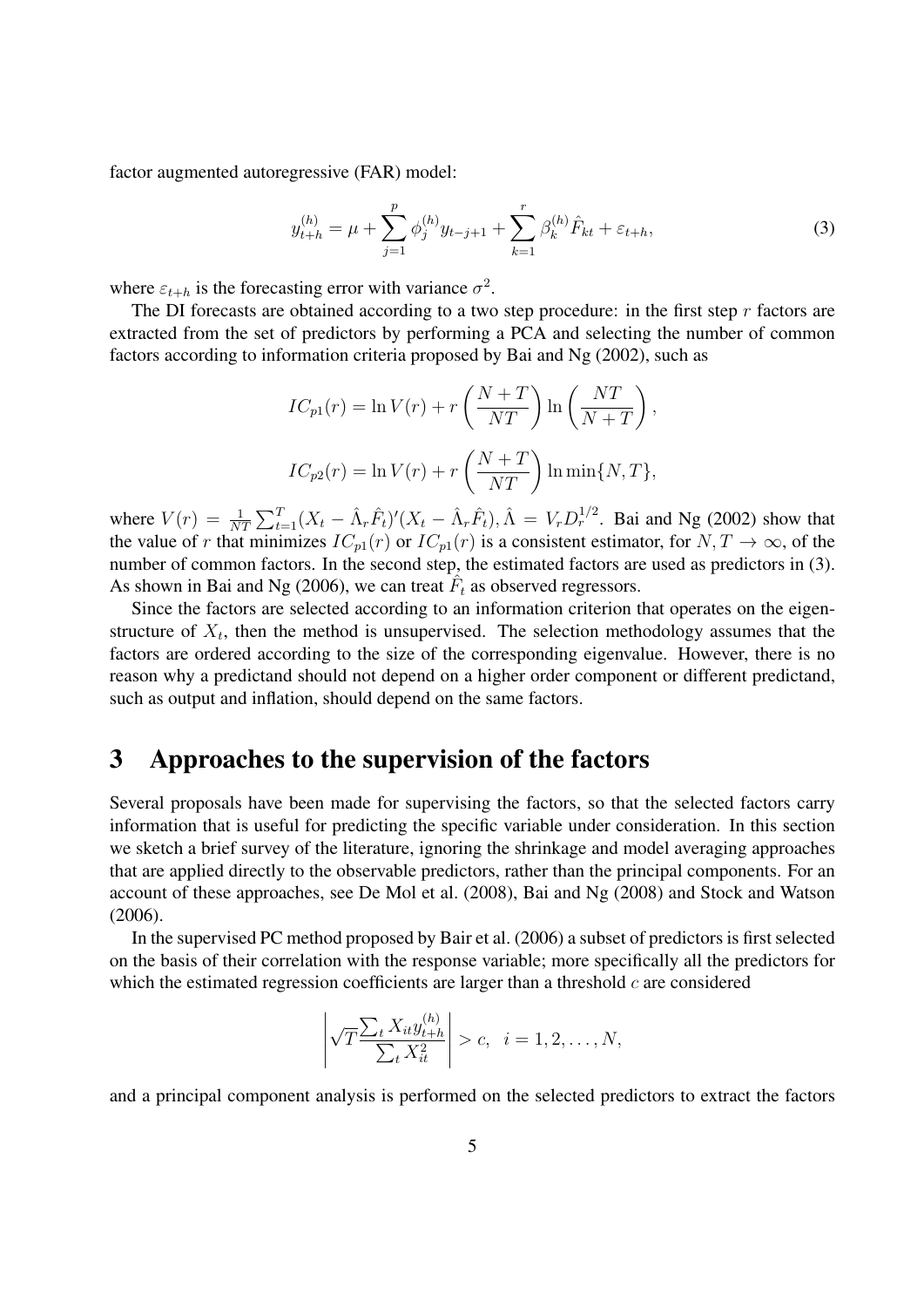factor augmented autoregressive (FAR) model:

$$y_{t+h}^{(h)} = \mu + \sum_{j=1}^{p} \phi_j^{(h)} y_{t-j+1} + \sum_{k=1}^{r} \beta_k^{(h)} \hat{F}_{kt} + \varepsilon_{t+h}, \tag{3}$$

where $\varepsilon_{t+h}$ is the forecasting error with variance $\sigma^2$.

The DI forecasts are obtained according to a two step procedure: in the first step $r$ factors are extracted from the set of predictors by performing a PCA and selecting the number of common factors according to information criteria proposed by Bai and Ng (2002), such as

$$IC_{p1}(r) = \ln V(r) + r\left(\frac{N+T}{NT}\right)\ln\left(\frac{NT}{N+T}\right),$$

$$IC_{p2}(r) = \ln V(r) + r\left(\frac{N+T}{NT}\right)\ln\min\{N,T\},$$

where $V(r) = \frac{1}{NT}\sum_{t=1}^{T}(X_t - \hat{\Lambda}_r\hat{F}_t)'(X_t - \hat{\Lambda}_r\hat{F}_t), \hat{\Lambda} = V_r D_r^{1/2}$. Bai and Ng (2002) show that the value of $r$ that minimizes $IC_{p1}(r)$ or $IC_{p1}(r)$ is a consistent estimator, for $N, T \to \infty$, of the number of common factors. In the second step, the estimated factors are used as predictors in (3). As shown in Bai and Ng (2006), we can treat $\hat{F}_t$ as observed regressors.

Since the factors are selected according to an information criterion that operates on the eigenstructure of $X_t$, then the method is unsupervised. The selection methodology assumes that the factors are ordered according to the size of the corresponding eigenvalue. However, there is no reason why a predictand should not depend on a higher order component or different predictand, such as output and inflation, should depend on the same factors.

# 3 Approaches to the supervision of the factors

Several proposals have been made for supervising the factors, so that the selected factors carry information that is useful for predicting the specific variable under consideration. In this section we sketch a brief survey of the literature, ignoring the shrinkage and model averaging approaches that are applied directly to the observable predictors, rather than the principal components. For an account of these approaches, see De Mol et al. (2008), Bai and Ng (2008) and Stock and Watson (2006).

In the supervised PC method proposed by Bair et al. (2006) a subset of predictors is first selected on the basis of their correlation with the response variable; more specifically all the predictors for which the estimated regression coefficients are larger than a threshold $c$ are considered

$$\left|\sqrt{T}\frac{\sum_t X_{it} y_{t+h}^{(h)}}{\sum_t X_{it}^2}\right| > c, \quad i = 1, 2, \ldots, N,$$

and a principal component analysis is performed on the selected predictors to extract the factors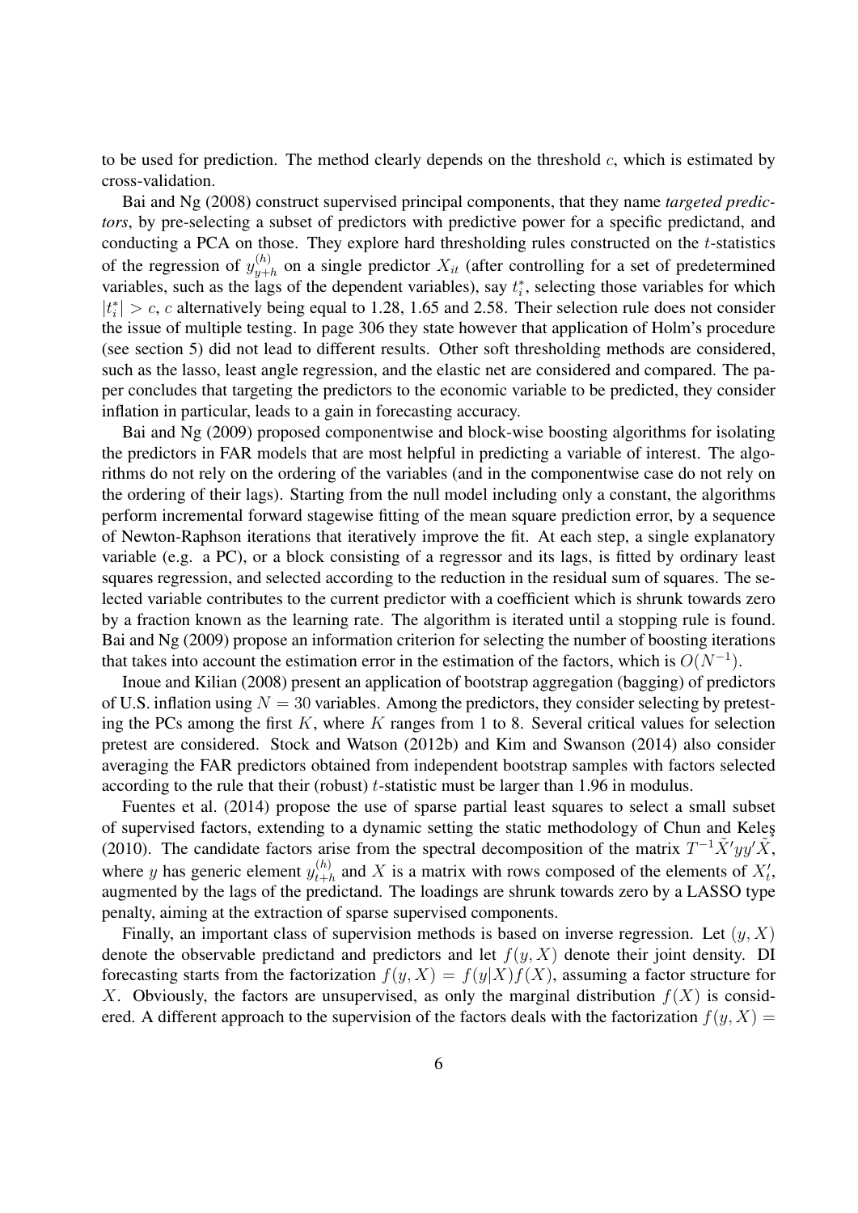to be used for prediction. The method clearly depends on the threshold $c$, which is estimated by cross-validation.

Bai and Ng (2008) construct supervised principal components, that they name *targeted predictors*, by pre-selecting a subset of predictors with predictive power for a specific predictand, and conducting a PCA on those. They explore hard thresholding rules constructed on the $t$-statistics of the regression of $y_{y+h}^{(h)}$ on a single predictor $X_{it}$ (after controlling for a set of predetermined variables, such as the lags of the dependent variables), say $t_i^*$, selecting those variables for which $|t_i^*| > c$, $c$ alternatively being equal to 1.28, 1.65 and 2.58. Their selection rule does not consider the issue of multiple testing. In page 306 they state however that application of Holm's procedure (see section 5) did not lead to different results. Other soft thresholding methods are considered, such as the lasso, least angle regression, and the elastic net are considered and compared. The paper concludes that targeting the predictors to the economic variable to be predicted, they consider inflation in particular, leads to a gain in forecasting accuracy.

Bai and Ng (2009) proposed componentwise and block-wise boosting algorithms for isolating the predictors in FAR models that are most helpful in predicting a variable of interest. The algorithms do not rely on the ordering of the variables (and in the componentwise case do not rely on the ordering of their lags). Starting from the null model including only a constant, the algorithms perform incremental forward stagewise fitting of the mean square prediction error, by a sequence of Newton-Raphson iterations that iteratively improve the fit. At each step, a single explanatory variable (e.g. a PC), or a block consisting of a regressor and its lags, is fitted by ordinary least squares regression, and selected according to the reduction in the residual sum of squares. The selected variable contributes to the current predictor with a coefficient which is shrunk towards zero by a fraction known as the learning rate. The algorithm is iterated until a stopping rule is found. Bai and Ng (2009) propose an information criterion for selecting the number of boosting iterations that takes into account the estimation error in the estimation of the factors, which is $O(N^{-1})$.

Inoue and Kilian (2008) present an application of bootstrap aggregation (bagging) of predictors of U.S. inflation using $N = 30$ variables. Among the predictors, they consider selecting by pretesting the PCs among the first $K$, where $K$ ranges from 1 to 8. Several critical values for selection pretest are considered. Stock and Watson (2012b) and Kim and Swanson (2014) also consider averaging the FAR predictors obtained from independent bootstrap samples with factors selected according to the rule that their (robust) $t$-statistic must be larger than 1.96 in modulus.

Fuentes et al. (2014) propose the use of sparse partial least squares to select a small subset of supervised factors, extending to a dynamic setting the static methodology of Chun and Keleş (2010). The candidate factors arise from the spectral decomposition of the matrix $T^{-1}\tilde{X}'yy'\tilde{X}$, where $y$ has generic element $y_{t+h}^{(h)}$ and $X$ is a matrix with rows composed of the elements of $X_t'$, augmented by the lags of the predictand. The loadings are shrunk towards zero by a LASSO type penalty, aiming at the extraction of sparse supervised components.

Finally, an important class of supervision methods is based on inverse regression. Let $(y, X)$ denote the observable predictand and predictors and let $f(y, X)$ denote their joint density. DI forecasting starts from the factorization $f(y, X) = f(y|X)f(X)$, assuming a factor structure for $X$. Obviously, the factors are unsupervised, as only the marginal distribution $f(X)$ is considered. A different approach to the supervision of the factors deals with the factorization $f(y, X) =$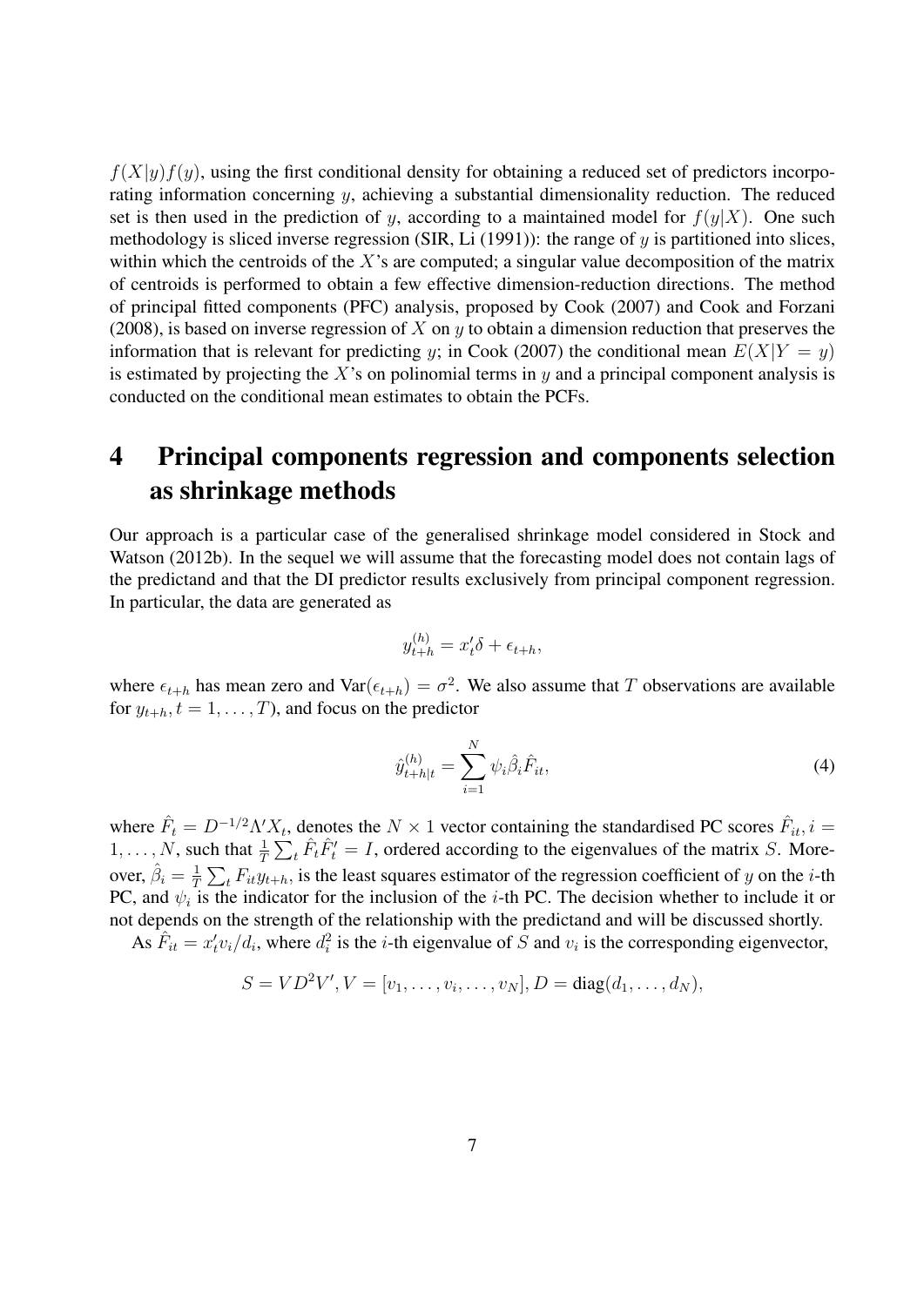$f(X|y)f(y)$, using the first conditional density for obtaining a reduced set of predictors incorporating information concerning $y$, achieving a substantial dimensionality reduction. The reduced set is then used in the prediction of $y$, according to a maintained model for $f(y|X)$. One such methodology is sliced inverse regression (SIR, Li (1991)): the range of $y$ is partitioned into slices, within which the centroids of the $X$'s are computed; a singular value decomposition of the matrix of centroids is performed to obtain a few effective dimension-reduction directions. The method of principal fitted components (PFC) analysis, proposed by Cook (2007) and Cook and Forzani (2008), is based on inverse regression of $X$ on $y$ to obtain a dimension reduction that preserves the information that is relevant for predicting $y$; in Cook (2007) the conditional mean $E(X|Y = y)$ is estimated by projecting the $X$'s on polinomial terms in $y$ and a principal component analysis is conducted on the conditional mean estimates to obtain the PCFs.

# 4 Principal components regression and components selection as shrinkage methods

Our approach is a particular case of the generalised shrinkage model considered in Stock and Watson (2012b). In the sequel we will assume that the forecasting model does not contain lags of the predictand and that the DI predictor results exclusively from principal component regression. In particular, the data are generated as

$$y^{(h)}_{t+h} = x'_t\delta + \epsilon_{t+h},$$

where $\epsilon_{t+h}$ has mean zero and $\text{Var}(\epsilon_{t+h}) = \sigma^2$. We also assume that $T$ observations are available for $y_{t+h}, t = 1, \dots, T$), and focus on the predictor

$$\hat{y}^{(h)}_{t+h|t} = \sum_{i=1}^{N} \psi_i \hat{\beta}_i \hat{F}_{it}, \tag{4}$$

where $\hat{F}_t = D^{-1/2}\Lambda' X_t$, denotes the $N \times 1$ vector containing the standardised PC scores $\hat{F}_{it}, i = 1, \dots, N$, such that $\frac{1}{T}\sum_t \hat{F}_t\hat{F}'_t = I$, ordered according to the eigenvalues of the matrix $S$. Moreover, $\hat{\beta}_i = \frac{1}{T}\sum_t F_{it}y_{t+h}$, is the least squares estimator of the regression coefficient of $y$ on the $i$-th PC, and $\psi_i$ is the indicator for the inclusion of the $i$-th PC. The decision whether to include it or not depends on the strength of the relationship with the predictand and will be discussed shortly.

As $\hat{F}_{it} = x'_t v_i/d_i$, where $d_i^2$ is the $i$-th eigenvalue of $S$ and $v_i$ is the corresponding eigenvector,

$$S = VD^2V', V = [v_1, \dots, v_i, \dots, v_N], D = \text{diag}(d_1, \dots, d_N),$$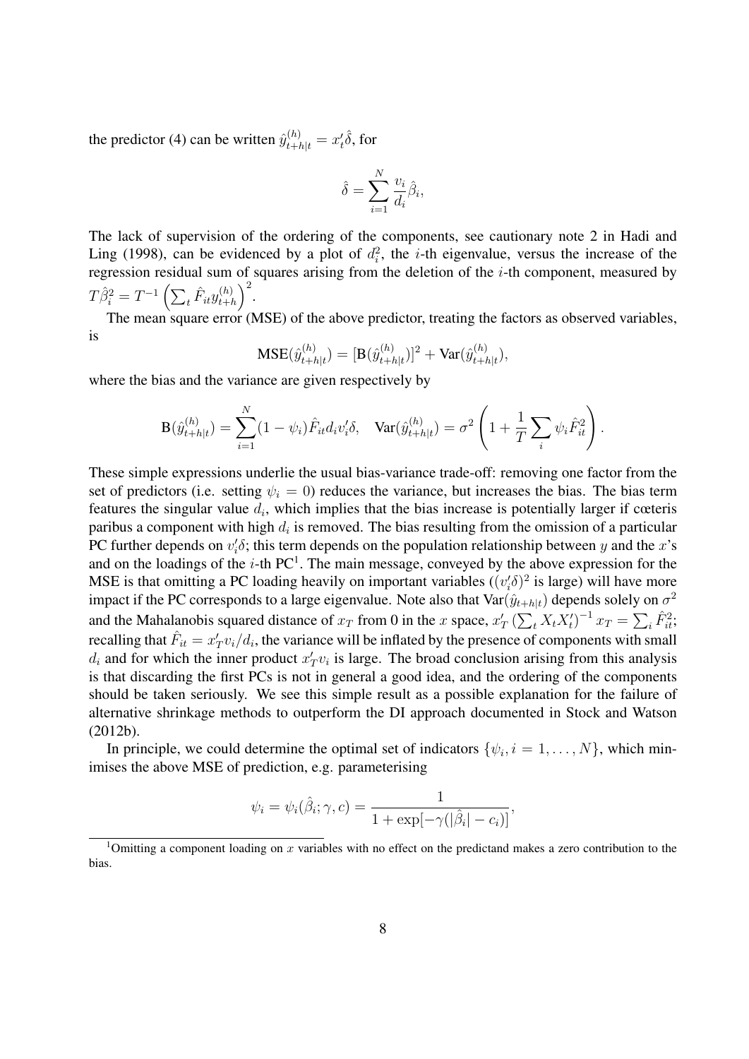the predictor (4) can be written $\hat{y}^{(h)}_{t+h|t} = x_t'\hat{\delta}$, for

$$\hat{\delta} = \sum_{i=1}^{N} \frac{v_i}{d_i}\hat{\beta}_i,$$

The lack of supervision of the ordering of the components, see cautionary note 2 in Hadi and Ling (1998), can be evidenced by a plot of $d_i^2$, the $i$-th eigenvalue, versus the increase of the regression residual sum of squares arising from the deletion of the $i$-th component, measured by $T\hat{\beta}_i^2 = T^{-1}\left(\sum_t \hat{F}_{it}y^{(h)}_{t+h}\right)^2$.

The mean square error (MSE) of the above predictor, treating the factors as observed variables, is

$$\text{MSE}(\hat{y}^{(h)}_{t+h|t}) = [\text{B}(\hat{y}^{(h)}_{t+h|t})]^2 + \text{Var}(\hat{y}^{(h)}_{t+h|t}),$$

where the bias and the variance are given respectively by

$$\text{B}(\hat{y}^{(h)}_{t+h|t}) = \sum_{i=1}^{N}(1-\psi_i)\hat{F}_{it}d_i v_i'\delta, \quad \text{Var}(\hat{y}^{(h)}_{t+h|t}) = \sigma^2\left(1 + \frac{1}{T}\sum_i \psi_i \hat{F}_{it}^2\right).$$

These simple expressions underlie the usual bias-variance trade-off: removing one factor from the set of predictors (i.e. setting $\psi_i = 0$) reduces the variance, but increases the bias. The bias term features the singular value $d_i$, which implies that the bias increase is potentially larger if cœteris paribus a component with high $d_i$ is removed. The bias resulting from the omission of a particular PC further depends on $v_i'\delta$; this term depends on the population relationship between $y$ and the $x$'s and on the loadings of the $i$-th PC[1]. The main message, conveyed by the above expression for the MSE is that omitting a PC loading heavily on important variables ($(v_i'\delta)^2$ is large) will have more impact if the PC corresponds to a large eigenvalue. Note also that $\text{Var}(\hat{y}_{t+h|t})$ depends solely on $\sigma^2$ and the Mahalanobis squared distance of $x_T$ from 0 in the $x$ space, $x_T'\left(\sum_t X_t X_t'\right)^{-1}x_T = \sum_i \hat{F}_{it}^2$; recalling that $\hat{F}_{it} = x_T'v_i/d_i$, the variance will be inflated by the presence of components with small $d_i$ and for which the inner product $x_T'v_i$ is large. The broad conclusion arising from this analysis is that discarding the first PCs is not in general a good idea, and the ordering of the components should be taken seriously. We see this simple result as a possible explanation for the failure of alternative shrinkage methods to outperform the DI approach documented in Stock and Watson (2012b).

In principle, we could determine the optimal set of indicators $\{\psi_i, i = 1, \ldots, N\}$, which minimises the above MSE of prediction, e.g. parameterising

$$\psi_i = \psi_i(\hat{\beta}_i; \gamma, c) = \frac{1}{1 + \exp[-\gamma(|\hat{\beta}_i| - c_i)]},$$

[1]Omitting a component loading on $x$ variables with no effect on the predictand makes a zero contribution to the bias.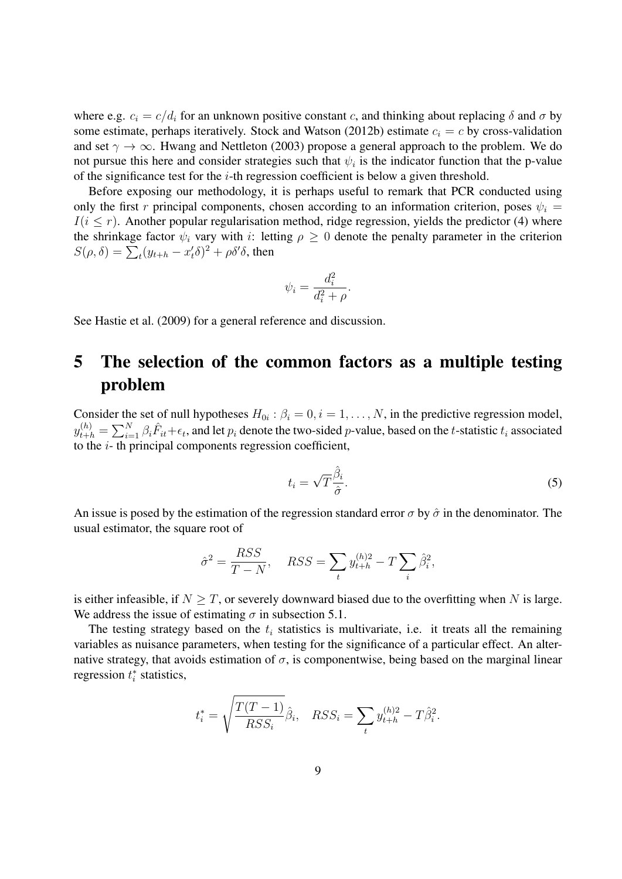where e.g. $c_i = c/d_i$ for an unknown positive constant $c$, and thinking about replacing $\delta$ and $\sigma$ by some estimate, perhaps iteratively. Stock and Watson (2012b) estimate $c_i = c$ by cross-validation and set $\gamma \to \infty$. Hwang and Nettleton (2003) propose a general approach to the problem. We do not pursue this here and consider strategies such that $\psi_i$ is the indicator function that the p-value of the significance test for the $i$-th regression coefficient is below a given threshold.

Before exposing our methodology, it is perhaps useful to remark that PCR conducted using only the first $r$ principal components, chosen according to an information criterion, poses $\psi_i = I(i \leq r)$. Another popular regularisation method, ridge regression, yields the predictor (4) where the shrinkage factor $\psi_i$ vary with $i$: letting $\rho \geq 0$ denote the penalty parameter in the criterion $S(\rho, \delta) = \sum_t (y_{t+h} - x_t'\delta)^2 + \rho\delta'\delta$, then

$$\psi_i = \frac{d_i^2}{d_i^2 + \rho}.$$

See Hastie et al. (2009) for a general reference and discussion.

# 5 The selection of the common factors as a multiple testing problem

Consider the set of null hypotheses $H_{0i} : \beta_i = 0, i = 1, \ldots, N$, in the predictive regression model, $y_{t+h}^{(h)} = \sum_{i=1}^{N} \beta_i \hat{F}_{it} + \epsilon_t$, and let $p_i$ denote the two-sided $p$-value, based on the $t$-statistic $t_i$ associated to the $i$- th principal components regression coefficient,

$$t_i = \sqrt{T}\frac{\hat{\beta}_i}{\hat{\sigma}}. \tag{5}$$

An issue is posed by the estimation of the regression standard error $\sigma$ by $\hat{\sigma}$ in the denominator. The usual estimator, the square root of

$$\hat{\sigma}^2 = \frac{RSS}{T - N}, \quad RSS = \sum_t y_{t+h}^{(h)2} - T\sum_i \hat{\beta}_i^2,$$

is either infeasible, if $N \geq T$, or severely downward biased due to the overfitting when $N$ is large. We address the issue of estimating $\sigma$ in subsection 5.1.

The testing strategy based on the $t_i$ statistics is multivariate, i.e. it treats all the remaining variables as nuisance parameters, when testing for the significance of a particular effect. An alternative strategy, that avoids estimation of $\sigma$, is componentwise, being based on the marginal linear regression $t_i^*$ statistics,

$$t_i^* = \sqrt{\frac{T(T-1)}{RSS_i}}\hat{\beta}_i, \quad RSS_i = \sum_t y_{t+h}^{(h)2} - T\hat{\beta}_i^2.$$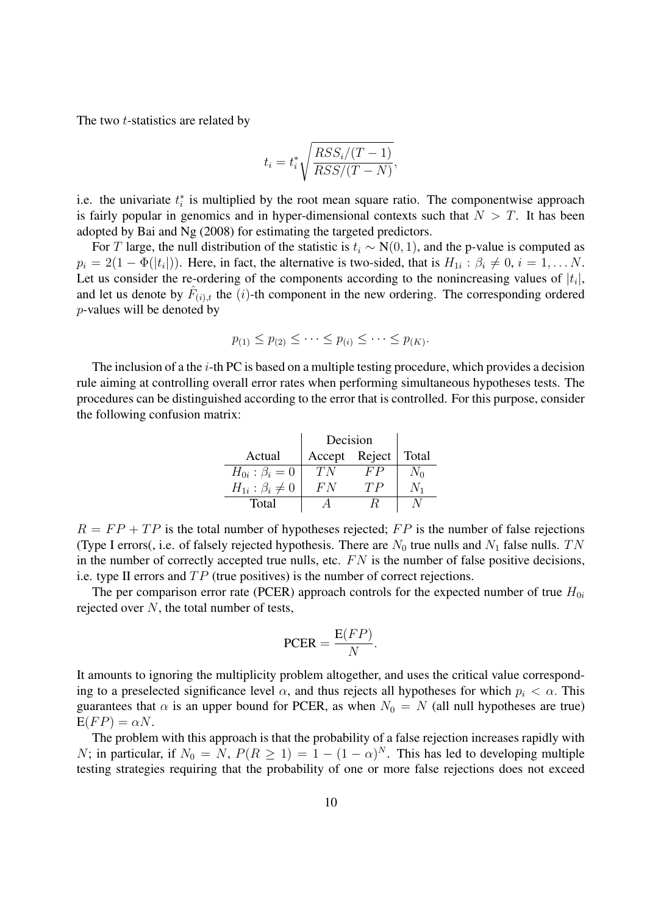The two $t$-statistics are related by

$$t_i = t_i^* \sqrt{\frac{RSS_i/(T-1)}{RSS/(T-N)}},$$

i.e. the univariate $t_i^*$ is multiplied by the root mean square ratio. The componentwise approach is fairly popular in genomics and in hyper-dimensional contexts such that $N > T$. It has been adopted by Bai and Ng (2008) for estimating the targeted predictors.

For $T$ large, the null distribution of the statistic is $t_i \sim \mathrm{N}(0,1)$, and the p-value is computed as $p_i = 2(1 - \Phi(|t_i|))$. Here, in fact, the alternative is two-sided, that is $H_{1i} : \beta_i \neq 0,\ i = 1, \ldots N$. Let us consider the re-ordering of the components according to the nonincreasing values of $|t_i|$, and let us denote by $\hat{F}_{(i),t}$ the $(i)$-th component in the new ordering. The corresponding ordered $p$-values will be denoted by

$$p_{(1)} \leq p_{(2)} \leq \cdots \leq p_{(i)} \leq \cdots \leq p_{(K)}.$$

The inclusion of a the $i$-th PC is based on a multiple testing procedure, which provides a decision rule aiming at controlling overall error rates when performing simultaneous hypotheses tests. The procedures can be distinguished according to the error that is controlled. For this purpose, consider the following confusion matrix:

| | Decision | | |
|---|---|---|---|
| Actual | Accept | Reject | Total |
| $H_{0i} : \beta_i = 0$ | $TN$ | $FP$ | $N_0$ |
| $H_{1i} : \beta_i \neq 0$ | $FN$ | $TP$ | $N_1$ |
| Total | $A$ | $R$ | $N$ |

$R = FP + TP$ is the total number of hypotheses rejected; $FP$ is the number of false rejections (Type I errors(, i.e. of falsely rejected hypothesis. There are $N_0$ true nulls and $N_1$ false nulls. $TN$ in the number of correctly accepted true nulls, etc. $FN$ is the number of false positive decisions, i.e. type II errors and $TP$ (true positives) is the number of correct rejections.

The per comparison error rate (PCER) approach controls for the expected number of true $H_{0i}$ rejected over $N$, the total number of tests,

$$\text{PCER} = \frac{\mathrm{E}(FP)}{N}.$$

It amounts to ignoring the multiplicity problem altogether, and uses the critical value corresponding to a preselected significance level $\alpha$, and thus rejects all hypotheses for which $p_i < \alpha$. This guarantees that $\alpha$ is an upper bound for PCER, as when $N_0 = N$ (all null hypotheses are true) $\mathrm{E}(FP) = \alpha N$.

The problem with this approach is that the probability of a false rejection increases rapidly with $N$; in particular, if $N_0 = N$, $P(R \geq 1) = 1 - (1 - \alpha)^N$. This has led to developing multiple testing strategies requiring that the probability of one or more false rejections does not exceed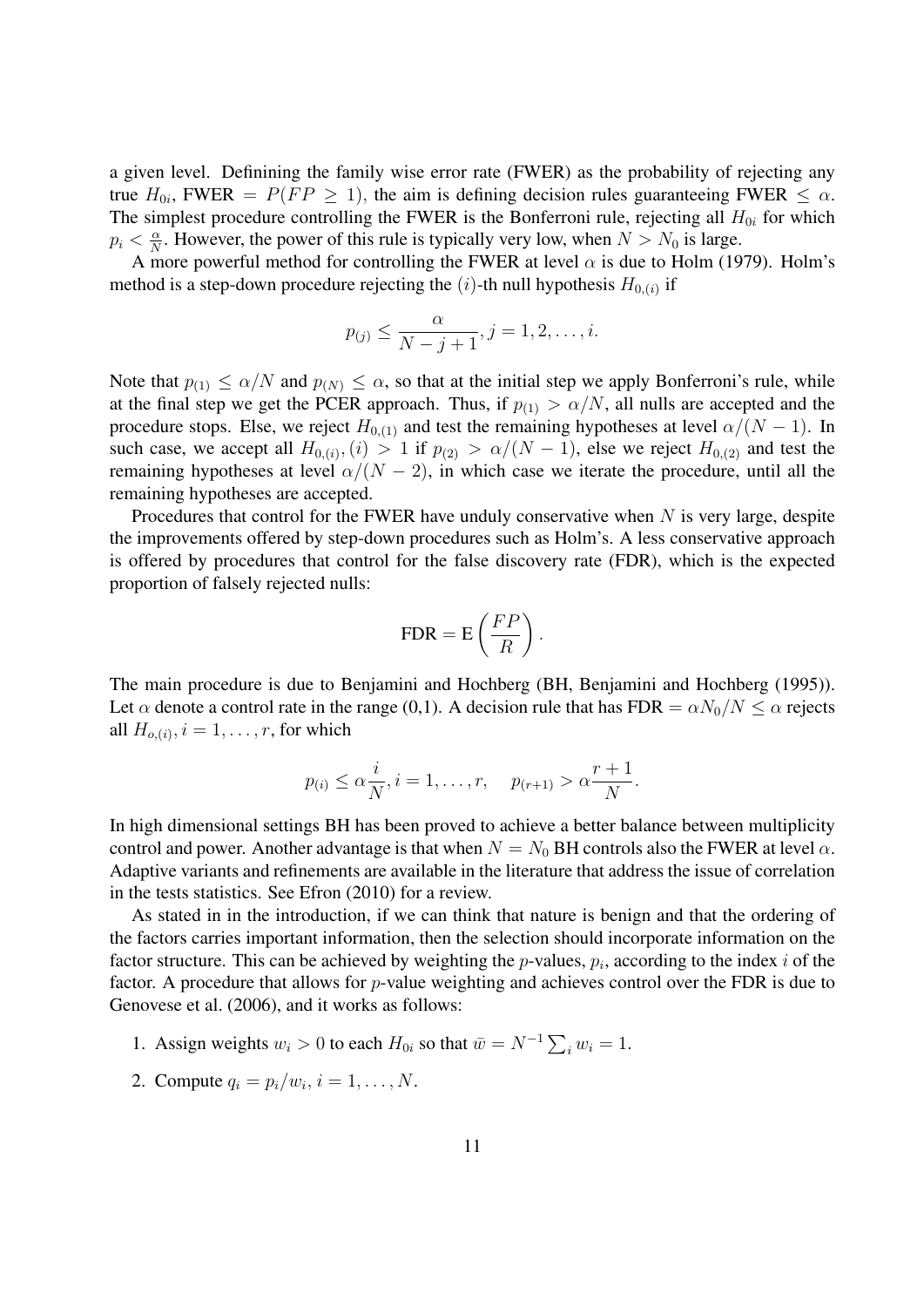a given level. Definining the family wise error rate (FWER) as the probability of rejecting any true $H_{0i}$, FWER $= P(FP \geq 1)$, the aim is defining decision rules guaranteeing FWER $\leq \alpha$. The simplest procedure controlling the FWER is the Bonferroni rule, rejecting all $H_{0i}$ for which $p_i < \frac{\alpha}{N}$. However, the power of this rule is typically very low, when $N > N_0$ is large.

A more powerful method for controlling the FWER at level $\alpha$ is due to Holm (1979). Holm's method is a step-down procedure rejecting the $(i)$-th null hypothesis $H_{0,(i)}$ if

$$p_{(j)} \leq \frac{\alpha}{N - j + 1}, j = 1, 2, \ldots, i.$$

Note that $p_{(1)} \leq \alpha/N$ and $p_{(N)} \leq \alpha$, so that at the initial step we apply Bonferroni's rule, while at the final step we get the PCER approach. Thus, if $p_{(1)} > \alpha/N$, all nulls are accepted and the procedure stops. Else, we reject $H_{0,(1)}$ and test the remaining hypotheses at level $\alpha/(N-1)$. In such case, we accept all $H_{0,(i)}, (i) > 1$ if $p_{(2)} > \alpha/(N-1)$, else we reject $H_{0,(2)}$ and test the remaining hypotheses at level $\alpha/(N-2)$, in which case we iterate the procedure, until all the remaining hypotheses are accepted.

Procedures that control for the FWER have unduly conservative when $N$ is very large, despite the improvements offered by step-down procedures such as Holm's. A less conservative approach is offered by procedures that control for the false discovery rate (FDR), which is the expected proportion of falsely rejected nulls:

$$\text{FDR} = \text{E}\left(\frac{FP}{R}\right).$$

The main procedure is due to Benjamini and Hochberg (BH, Benjamini and Hochberg (1995)). Let $\alpha$ denote a control rate in the range (0,1). A decision rule that has FDR $= \alpha N_0/N \leq \alpha$ rejects all $H_{o,(i)}, i = 1, \ldots, r$, for which

$$p_{(i)} \leq \alpha\frac{i}{N}, i = 1, \ldots, r, \quad p_{(r+1)} > \alpha\frac{r+1}{N}.$$

In high dimensional settings BH has been proved to achieve a better balance between multiplicity control and power. Another advantage is that when $N = N_0$ BH controls also the FWER at level $\alpha$. Adaptive variants and refinements are available in the literature that address the issue of correlation in the tests statistics. See Efron (2010) for a review.

As stated in in the introduction, if we can think that nature is benign and that the ordering of the factors carries important information, then the selection should incorporate information on the factor structure. This can be achieved by weighting the $p$-values, $p_i$, according to the index $i$ of the factor. A procedure that allows for $p$-value weighting and achieves control over the FDR is due to Genovese et al. (2006), and it works as follows:

1. Assign weights $w_i > 0$ to each $H_{0i}$ so that $\bar{w} = N^{-1}\sum_i w_i = 1$.
2. Compute $q_i = p_i/w_i, i = 1, \ldots, N$.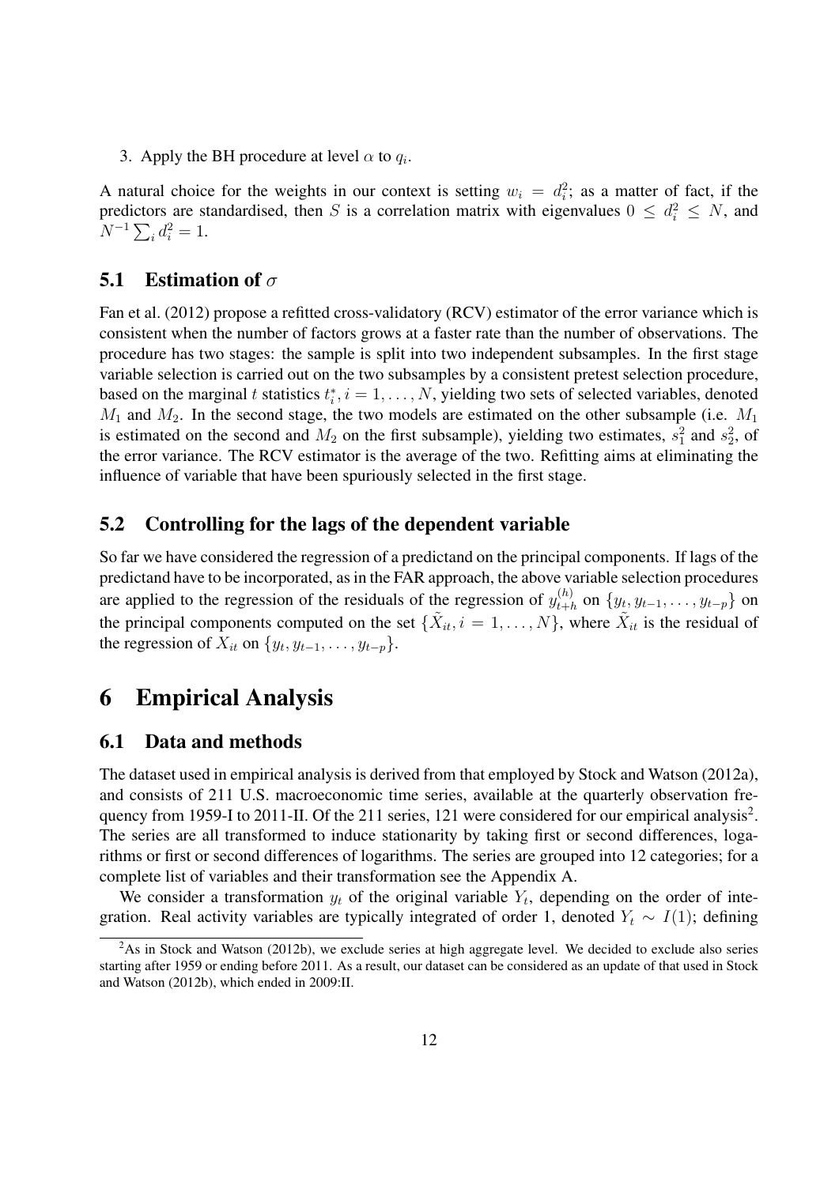3. Apply the BH procedure at level $\alpha$ to $q_i$.

A natural choice for the weights in our context is setting $w_i = d_i^2$; as a matter of fact, if the predictors are standardised, then $S$ is a correlation matrix with eigenvalues $0 \leq d_i^2 \leq N$, and $N^{-1} \sum_i d_i^2 = 1$.

## 5.1 Estimation of $\sigma$

Fan et al. (2012) propose a refitted cross-validatory (RCV) estimator of the error variance which is consistent when the number of factors grows at a faster rate than the number of observations. The procedure has two stages: the sample is split into two independent subsamples. In the first stage variable selection is carried out on the two subsamples by a consistent pretest selection procedure, based on the marginal $t$ statistics $t_i^*, i = 1, \ldots, N$, yielding two sets of selected variables, denoted $M_1$ and $M_2$. In the second stage, the two models are estimated on the other subsample (i.e. $M_1$ is estimated on the second and $M_2$ on the first subsample), yielding two estimates, $s_1^2$ and $s_2^2$, of the error variance. The RCV estimator is the average of the two. Refitting aims at eliminating the influence of variable that have been spuriously selected in the first stage.

## 5.2 Controlling for the lags of the dependent variable

So far we have considered the regression of a predictand on the principal components. If lags of the predictand have to be incorporated, as in the FAR approach, the above variable selection procedures are applied to the regression of the residuals of the regression of $y_{t+h}^{(h)}$ on $\{y_t, y_{t-1}, \ldots, y_{t-p}\}$ on the principal components computed on the set $\{\tilde{X}_{it}, i = 1, \ldots, N\}$, where $\tilde{X}_{it}$ is the residual of the regression of $X_{it}$ on $\{y_t, y_{t-1}, \ldots, y_{t-p}\}$.

# 6 Empirical Analysis

## 6.1 Data and methods

The dataset used in empirical analysis is derived from that employed by Stock and Watson (2012a), and consists of 211 U.S. macroeconomic time series, available at the quarterly observation frequency from 1959-I to 2011-II. Of the 211 series, 121 were considered for our empirical analysis[2]. The series are all transformed to induce stationarity by taking first or second differences, logarithms or first or second differences of logarithms. The series are grouped into 12 categories; for a complete list of variables and their transformation see the Appendix A.

We consider a transformation $y_t$ of the original variable $Y_t$, depending on the order of integration. Real activity variables are typically integrated of order 1, denoted $Y_t \sim I(1)$; defining

[2] As in Stock and Watson (2012b), we exclude series at high aggregate level. We decided to exclude also series starting after 1959 or ending before 2011. As a result, our dataset can be considered as an update of that used in Stock and Watson (2012b), which ended in 2009:II.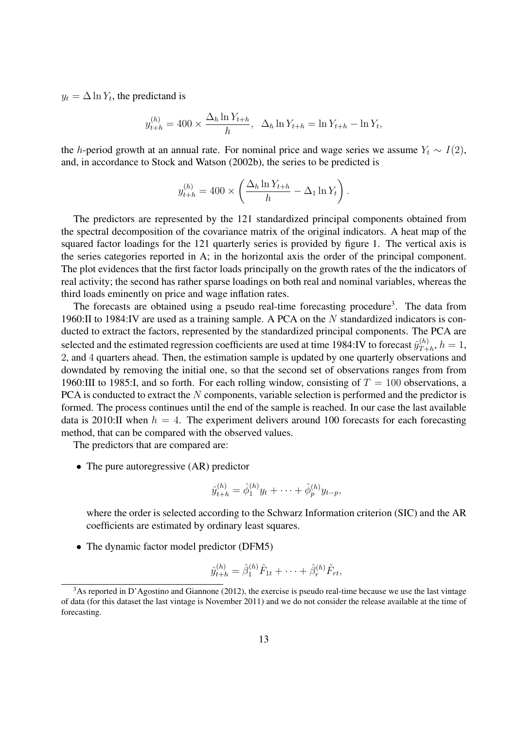$y_t = \Delta \ln Y_t$, the predictand is

$$y^{(h)}_{t+h} = 400 \times \frac{\Delta_h \ln Y_{t+h}}{h}, \quad \Delta_h \ln Y_{t+h} = \ln Y_{t+h} - \ln Y_t,$$

the $h$-period growth at an annual rate. For nominal price and wage series we assume $Y_t \sim I(2)$, and, in accordance to Stock and Watson (2002b), the series to be predicted is

$$y^{(h)}_{t+h} = 400 \times \left( \frac{\Delta_h \ln Y_{t+h}}{h} - \Delta_1 \ln Y_t \right).$$

The predictors are represented by the 121 standardized principal components obtained from the spectral decomposition of the covariance matrix of the original indicators. A heat map of the squared factor loadings for the 121 quarterly series is provided by figure 1. The vertical axis is the series categories reported in A; in the horizontal axis the order of the principal component. The plot evidences that the first factor loads principally on the growth rates of the the indicators of real activity; the second has rather sparse loadings on both real and nominal variables, whereas the third loads eminently on price and wage inflation rates.

The forecasts are obtained using a pseudo real-time forecasting procedure[3]. The data from 1960:II to 1984:IV are used as a training sample. A PCA on the $N$ standardized indicators is conducted to extract the factors, represented by the standardized principal components. The PCA are selected and the estimated regression coefficients are used at time 1984:IV to forecast $\hat{y}^{(h)}_{T+h}$, $h = 1$, 2, and 4 quarters ahead. Then, the estimation sample is updated by one quarterly observations and downdated by removing the initial one, so that the second set of observations ranges from from 1960:III to 1985:I, and so forth. For each rolling window, consisting of $T = 100$ observations, a PCA is conducted to extract the $N$ components, variable selection is performed and the predictor is formed. The process continues until the end of the sample is reached. In our case the last available data is 2010:II when $h = 4$. The experiment delivers around 100 forecasts for each forecasting method, that can be compared with the observed values.

The predictors that are compared are:

- The pure autoregressive (AR) predictor

$$\hat{y}^{(h)}_{t+h} = \hat{\phi}^{(h)}_1 y_t + \cdots + \hat{\phi}^{(h)}_p y_{t-p},$$

  where the order is selected according to the Schwarz Information criterion (SIC) and the AR coefficients are estimated by ordinary least squares.

- The dynamic factor model predictor (DFM5)

$$\hat{y}^{(h)}_{t+h} = \hat{\beta}^{(h)}_1 \hat{F}_{1t} + \cdots + \hat{\beta}^{(h)}_r \hat{F}_{rt},$$

[3] As reported in D'Agostino and Giannone (2012), the exercise is pseudo real-time because we use the last vintage of data (for this dataset the last vintage is November 2011) and we do not consider the release available at the time of forecasting.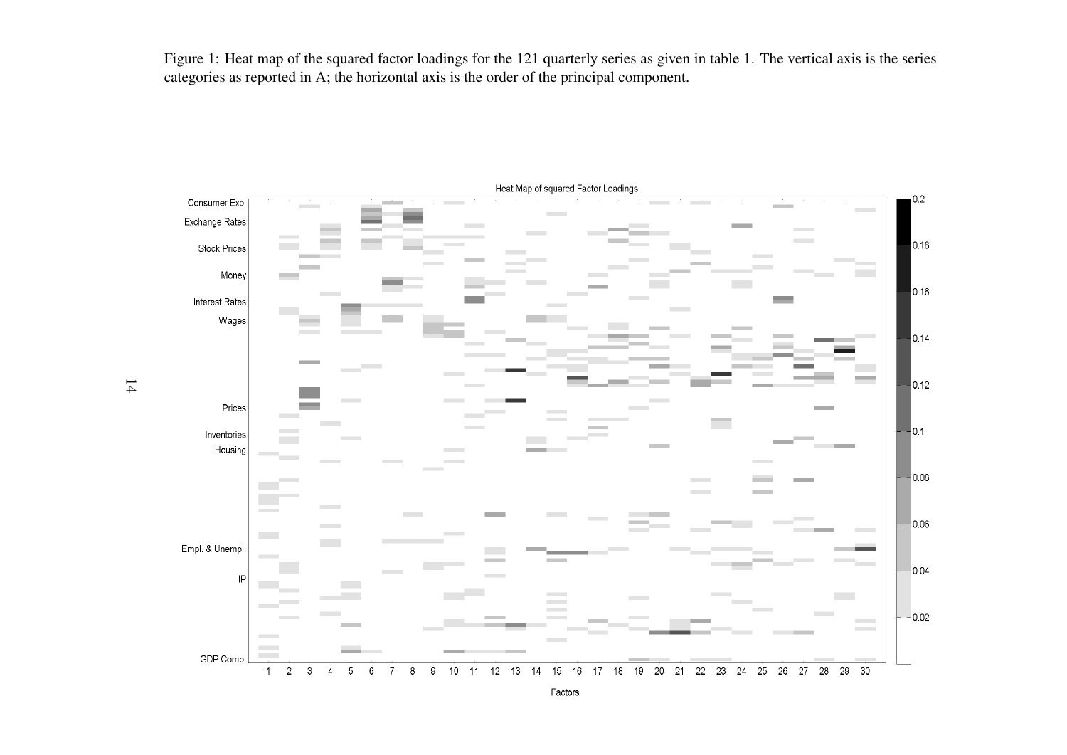Figure 1: Heat map of the squared factor loadings for the 121 quarterly series as given in table 1. The vertical axis is the series categories as reported in A; the horizontal axis is the order of the principal component.

Heat Map of squared Factor Loadings

Consumer Exp.
Exchange Rates
Stock Prices
Money
Interest Rates
Wages
Prices
Inventories
Housing
Empl. & Unemp.
IP
GDP Comp.

1 2 3 4 5 6 7 8 9 10 11 12 13 14 15 16 17 18 19 20 21 22 23 24 25 26 27 28 29 30

Factors

0.2
0.18
0.16
0.14
0.12
0.1
0.08
0.06
0.04
0.02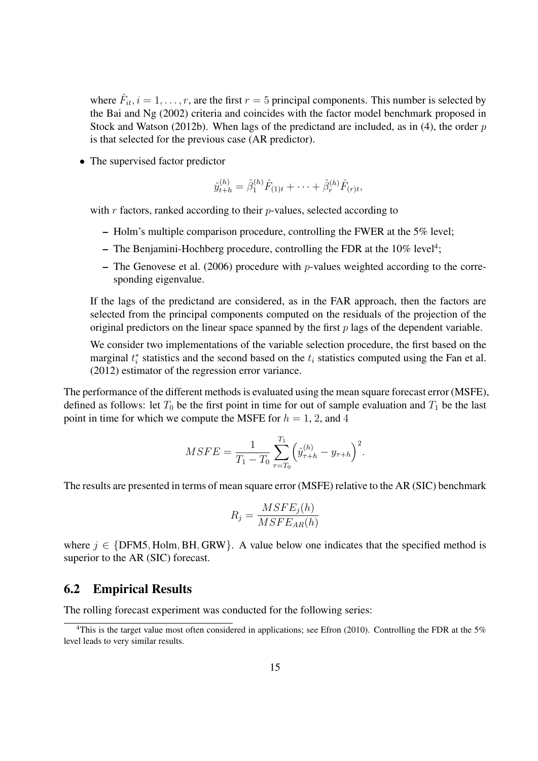where $\hat{F}_{it}, i = 1, \ldots, r$, are the first $r = 5$ principal components. This number is selected by the Bai and Ng (2002) criteria and coincides with the factor model benchmark proposed in Stock and Watson (2012b). When lags of the predictand are included, as in (4), the order $p$ is that selected for the previous case (AR predictor).

- The supervised factor predictor

$$\hat{y}^{(h)}_{t+h} = \hat{\beta}^{(h)}_1 \hat{F}_{(1)t} + \cdots + \hat{\beta}^{(h)}_r \hat{F}_{(r)t},$$

  with $r$ factors, ranked according to their $p$-values, selected according to

  - Holm's multiple comparison procedure, controlling the FWER at the 5% level;
  - The Benjamini-Hochberg procedure, controlling the FDR at the 10% level[4];
  - The Genovese et al. (2006) procedure with $p$-values weighted according to the corresponding eigenvalue.

  If the lags of the predictand are considered, as in the FAR approach, then the factors are selected from the principal components computed on the residuals of the projection of the original predictors on the linear space spanned by the first $p$ lags of the dependent variable.

  We consider two implementations of the variable selection procedure, the first based on the marginal $t^*_i$ statistics and the second based on the $t_i$ statistics computed using the Fan et al. (2012) estimator of the regression error variance.

The performance of the different methods is evaluated using the mean square forecast error (MSFE), defined as follows: let $T_0$ be the first point in time for out of sample evaluation and $T_1$ be the last point in time for which we compute the MSFE for $h = 1, 2$, and $4$

$$MSFE = \frac{1}{T_1 - T_0} \sum_{\tau = T_0}^{T_1} \left( \hat{y}^{(h)}_{\tau+h} - y_{\tau+h} \right)^2.$$

The results are presented in terms of mean square error (MSFE) relative to the AR (SIC) benchmark

$$R_j = \frac{MSFE_j(h)}{MSFE_{AR}(h)}$$

where $j \in \{\text{DFM5}, \text{Holm}, \text{BH}, \text{GRW}\}$. A value below one indicates that the specified method is superior to the AR (SIC) forecast.

## 6.2 Empirical Results

The rolling forecast experiment was conducted for the following series:

[4] This is the target value most often considered in applications; see Efron (2010). Controlling the FDR at the 5% level leads to very similar results.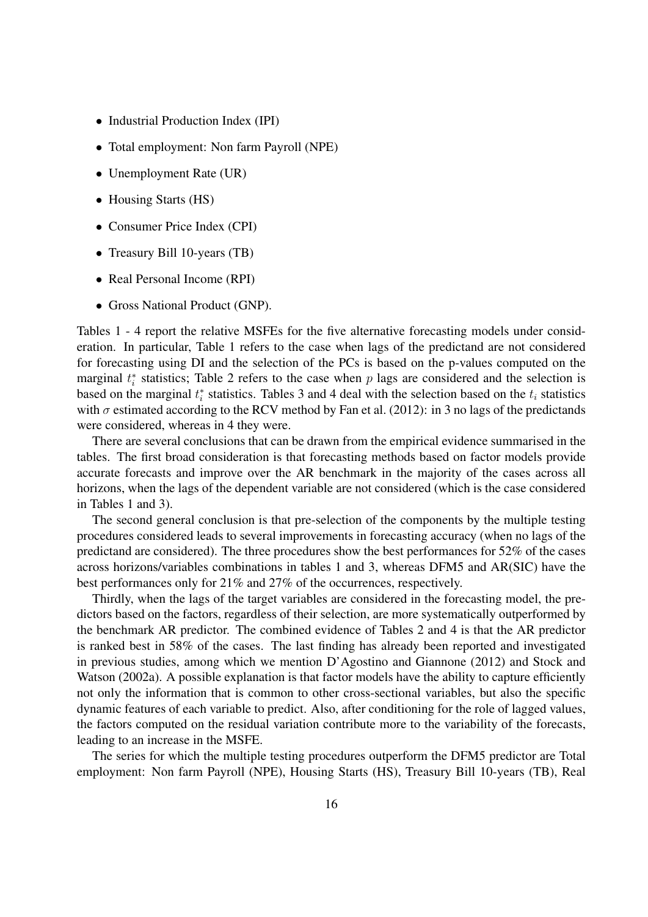- Industrial Production Index (IPI)
- Total employment: Non farm Payroll (NPE)
- Unemployment Rate (UR)
- Housing Starts (HS)
- Consumer Price Index (CPI)
- Treasury Bill 10-years (TB)
- Real Personal Income (RPI)
- Gross National Product (GNP).

Tables 1 - 4 report the relative MSFEs for the five alternative forecasting models under consideration. In particular, Table 1 refers to the case when lags of the predictand are not considered for forecasting using DI and the selection of the PCs is based on the p-values computed on the marginal $t_i^*$ statistics; Table 2 refers to the case when $p$ lags are considered and the selection is based on the marginal $t_i^*$ statistics. Tables 3 and 4 deal with the selection based on the $t_i$ statistics with $\sigma$ estimated according to the RCV method by Fan et al. (2012): in 3 no lags of the predictands were considered, whereas in 4 they were.

There are several conclusions that can be drawn from the empirical evidence summarised in the tables. The first broad consideration is that forecasting methods based on factor models provide accurate forecasts and improve over the AR benchmark in the majority of the cases across all horizons, when the lags of the dependent variable are not considered (which is the case considered in Tables 1 and 3).

The second general conclusion is that pre-selection of the components by the multiple testing procedures considered leads to several improvements in forecasting accuracy (when no lags of the predictand are considered). The three procedures show the best performances for 52% of the cases across horizons/variables combinations in tables 1 and 3, whereas DFM5 and AR(SIC) have the best performances only for 21% and 27% of the occurrences, respectively.

Thirdly, when the lags of the target variables are considered in the forecasting model, the predictors based on the factors, regardless of their selection, are more systematically outperformed by the benchmark AR predictor. The combined evidence of Tables 2 and 4 is that the AR predictor is ranked best in 58% of the cases. The last finding has already been reported and investigated in previous studies, among which we mention D'Agostino and Giannone (2012) and Stock and Watson (2002a). A possible explanation is that factor models have the ability to capture efficiently not only the information that is common to other cross-sectional variables, but also the specific dynamic features of each variable to predict. Also, after conditioning for the role of lagged values, the factors computed on the residual variation contribute more to the variability of the forecasts, leading to an increase in the MSFE.

The series for which the multiple testing procedures outperform the DFM5 predictor are Total employment: Non farm Payroll (NPE), Housing Starts (HS), Treasury Bill 10-years (TB), Real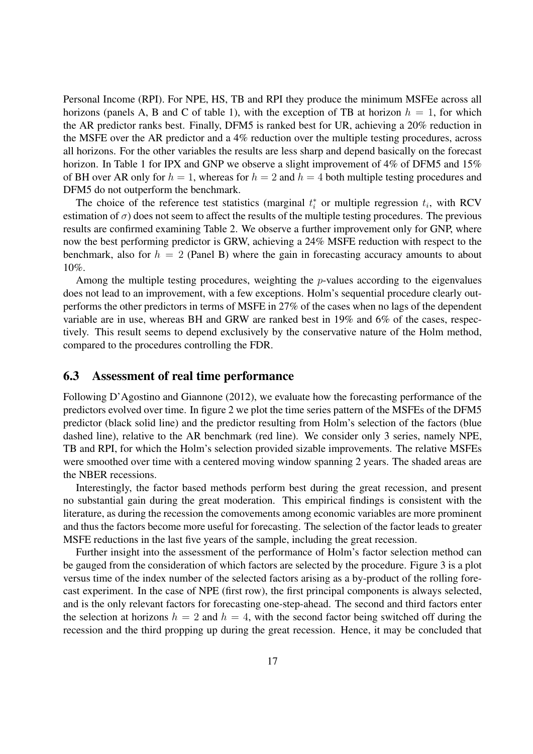Personal Income (RPI). For NPE, HS, TB and RPI they produce the minimum MSFEe across all horizons (panels A, B and C of table 1), with the exception of TB at horizon $h = 1$, for which the AR predictor ranks best. Finally, DFM5 is ranked best for UR, achieving a 20% reduction in the MSFE over the AR predictor and a 4% reduction over the multiple testing procedures, across all horizons. For the other variables the results are less sharp and depend basically on the forecast horizon. In Table 1 for IPX and GNP we observe a slight improvement of 4% of DFM5 and 15% of BH over AR only for $h = 1$, whereas for $h = 2$ and $h = 4$ both multiple testing procedures and DFM5 do not outperform the benchmark.

The choice of the reference test statistics (marginal $t_i^*$ or multiple regression $t_i$, with RCV estimation of $\sigma$) does not seem to affect the results of the multiple testing procedures. The previous results are confirmed examining Table 2. We observe a further improvement only for GNP, where now the best performing predictor is GRW, achieving a 24% MSFE reduction with respect to the benchmark, also for $h = 2$ (Panel B) where the gain in forecasting accuracy amounts to about 10%.

Among the multiple testing procedures, weighting the $p$-values according to the eigenvalues does not lead to an improvement, with a few exceptions. Holm's sequential procedure clearly outperforms the other predictors in terms of MSFE in 27% of the cases when no lags of the dependent variable are in use, whereas BH and GRW are ranked best in 19% and 6% of the cases, respectively. This result seems to depend exclusively by the conservative nature of the Holm method, compared to the procedures controlling the FDR.

## 6.3 Assessment of real time performance

Following D'Agostino and Giannone (2012), we evaluate how the forecasting performance of the predictors evolved over time. In figure 2 we plot the time series pattern of the MSFEs of the DFM5 predictor (black solid line) and the predictor resulting from Holm's selection of the factors (blue dashed line), relative to the AR benchmark (red line). We consider only 3 series, namely NPE, TB and RPI, for which the Holm's selection provided sizable improvements. The relative MSFEs were smoothed over time with a centered moving window spanning 2 years. The shaded areas are the NBER recessions.

Interestingly, the factor based methods perform best during the great recession, and present no substantial gain during the great moderation. This empirical findings is consistent with the literature, as during the recession the comovements among economic variables are more prominent and thus the factors become more useful for forecasting. The selection of the factor leads to greater MSFE reductions in the last five years of the sample, including the great recession.

Further insight into the assessment of the performance of Holm's factor selection method can be gauged from the consideration of which factors are selected by the procedure. Figure 3 is a plot versus time of the index number of the selected factors arising as a by-product of the rolling forecast experiment. In the case of NPE (first row), the first principal components is always selected, and is the only relevant factors for forecasting one-step-ahead. The second and third factors enter the selection at horizons $h = 2$ and $h = 4$, with the second factor being switched off during the recession and the third propping up during the great recession. Hence, it may be concluded that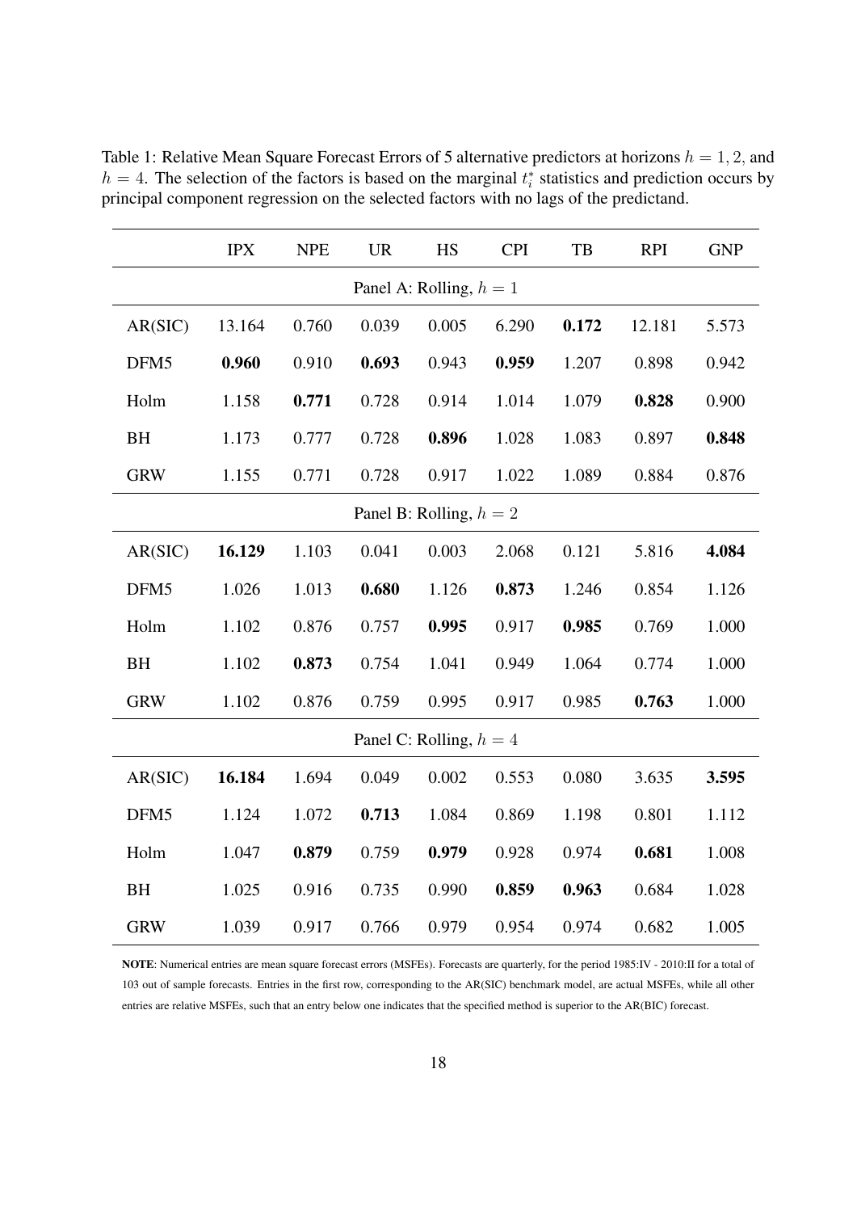Table 1: Relative Mean Square Forecast Errors of 5 alternative predictors at horizons $h = 1, 2$, and $h = 4$. The selection of the factors is based on the marginal $t_i^*$ statistics and prediction occurs by principal component regression on the selected factors with no lags of the predictand.

| | IPX | NPE | UR | HS | CPI | TB | RPI | GNP |
|---|---|---|---|---|---|---|---|---|
| Panel A: Rolling, $h = 1$ | | | | | | | | |
| AR(SIC) | 13.164 | 0.760 | 0.039 | 0.005 | 6.290 | **0.172** | 12.181 | 5.573 |
| DFM5 | **0.960** | 0.910 | **0.693** | 0.943 | **0.959** | 1.207 | 0.898 | 0.942 |
| Holm | 1.158 | **0.771** | 0.728 | 0.914 | 1.014 | 1.079 | **0.828** | 0.900 |
| BH | 1.173 | 0.777 | 0.728 | **0.896** | 1.028 | 1.083 | 0.897 | **0.848** |
| GRW | 1.155 | 0.771 | 0.728 | 0.917 | 1.022 | 1.089 | 0.884 | 0.876 |
| Panel B: Rolling, $h = 2$ | | | | | | | | |
| AR(SIC) | **16.129** | 1.103 | 0.041 | 0.003 | 2.068 | 0.121 | 5.816 | **4.084** |
| DFM5 | 1.026 | 1.013 | **0.680** | 1.126 | **0.873** | 1.246 | 0.854 | 1.126 |
| Holm | 1.102 | 0.876 | 0.757 | **0.995** | 0.917 | **0.985** | 0.769 | 1.000 |
| BH | 1.102 | **0.873** | 0.754 | 1.041 | 0.949 | 1.064 | 0.774 | 1.000 |
| GRW | 1.102 | 0.876 | 0.759 | 0.995 | 0.917 | 0.985 | **0.763** | 1.000 |
| Panel C: Rolling, $h = 4$ | | | | | | | | |
| AR(SIC) | **16.184** | 1.694 | 0.049 | 0.002 | 0.553 | 0.080 | 3.635 | **3.595** |
| DFM5 | 1.124 | 1.072 | **0.713** | 1.084 | 0.869 | 1.198 | 0.801 | 1.112 |
| Holm | 1.047 | **0.879** | 0.759 | **0.979** | 0.928 | 0.974 | **0.681** | 1.008 |
| BH | 1.025 | 0.916 | 0.735 | 0.990 | **0.859** | **0.963** | 0.684 | 1.028 |
| GRW | 1.039 | 0.917 | 0.766 | 0.979 | 0.954 | 0.974 | 0.682 | 1.005 |

**NOTE**: Numerical entries are mean square forecast errors (MSFEs). Forecasts are quarterly, for the period 1985:IV - 2010:II for a total of 103 out of sample forecasts. Entries in the first row, corresponding to the AR(SIC) benchmark model, are actual MSFEs, while all other entries are relative MSFEs, such that an entry below one indicates that the specified method is superior to the AR(BIC) forecast.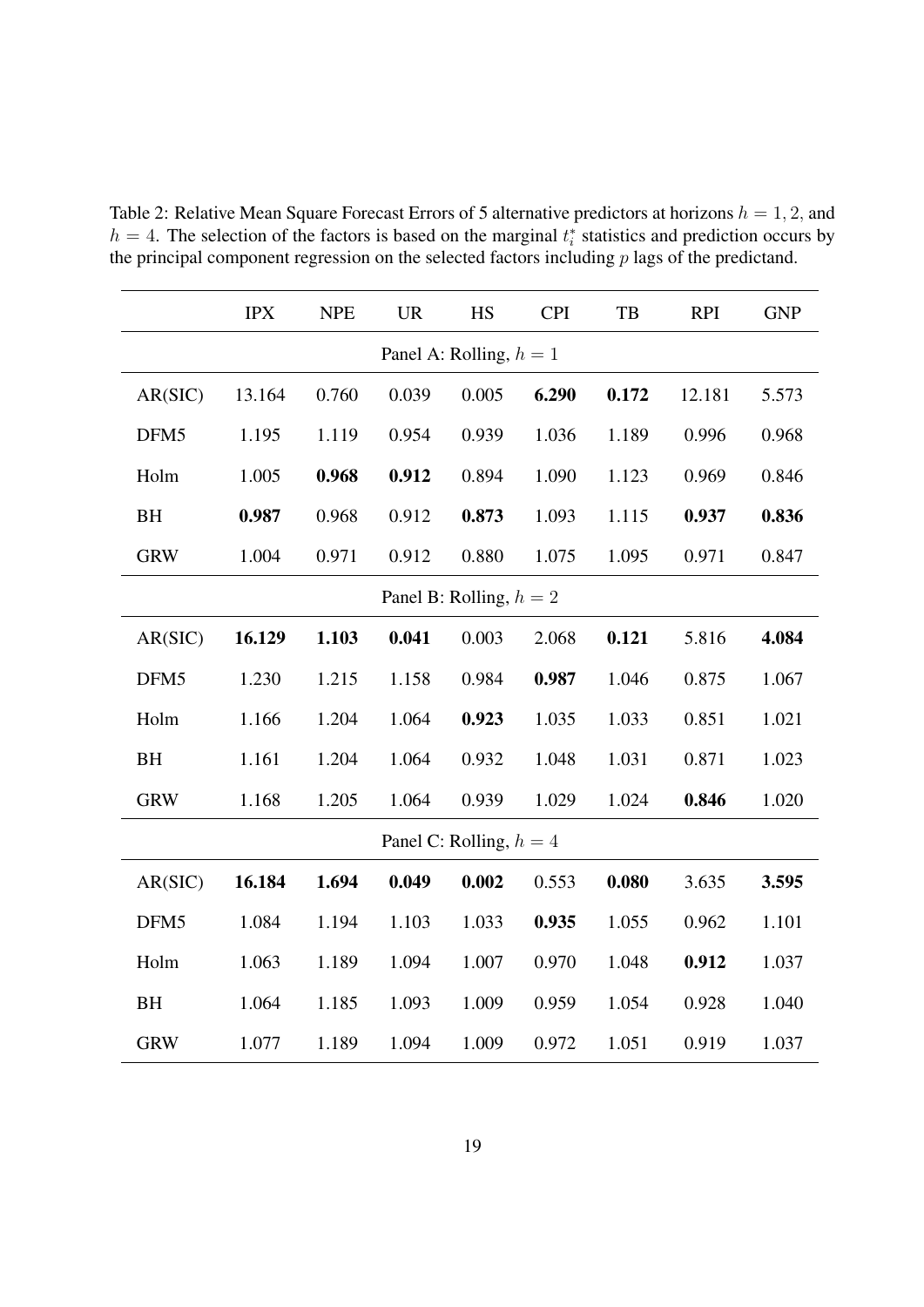Table 2: Relative Mean Square Forecast Errors of 5 alternative predictors at horizons $h = 1, 2$, and $h = 4$. The selection of the factors is based on the marginal $t_i^*$ statistics and prediction occurs by the principal component regression on the selected factors including $p$ lags of the predictand.

| | IPX | NPE | UR | HS | CPI | TB | RPI | GNP |
|---|---|---|---|---|---|---|---|---|
| Panel A: Rolling, $h = 1$ | | | | | | | | |
| AR(SIC) | 13.164 | 0.760 | 0.039 | 0.005 | **6.290** | **0.172** | 12.181 | 5.573 |
| DFM5 | 1.195 | 1.119 | 0.954 | 0.939 | 1.036 | 1.189 | 0.996 | 0.968 |
| Holm | 1.005 | **0.968** | **0.912** | 0.894 | 1.090 | 1.123 | 0.969 | 0.846 |
| BH | **0.987** | 0.968 | 0.912 | **0.873** | 1.093 | 1.115 | **0.937** | **0.836** |
| GRW | 1.004 | 0.971 | 0.912 | 0.880 | 1.075 | 1.095 | 0.971 | 0.847 |
| Panel B: Rolling, $h = 2$ | | | | | | | | |
| AR(SIC) | **16.129** | **1.103** | **0.041** | 0.003 | 2.068 | **0.121** | 5.816 | **4.084** |
| DFM5 | 1.230 | 1.215 | 1.158 | 0.984 | **0.987** | 1.046 | 0.875 | 1.067 |
| Holm | 1.166 | 1.204 | 1.064 | **0.923** | 1.035 | 1.033 | 0.851 | 1.021 |
| BH | 1.161 | 1.204 | 1.064 | 0.932 | 1.048 | 1.031 | 0.871 | 1.023 |
| GRW | 1.168 | 1.205 | 1.064 | 0.939 | 1.029 | 1.024 | **0.846** | 1.020 |
| Panel C: Rolling, $h = 4$ | | | | | | | | |
| AR(SIC) | **16.184** | **1.694** | **0.049** | **0.002** | 0.553 | **0.080** | 3.635 | **3.595** |
| DFM5 | 1.084 | 1.194 | 1.103 | 1.033 | **0.935** | 1.055 | 0.962 | 1.101 |
| Holm | 1.063 | 1.189 | 1.094 | 1.007 | 0.970 | 1.048 | **0.912** | 1.037 |
| BH | 1.064 | 1.185 | 1.093 | 1.009 | 0.959 | 1.054 | 0.928 | 1.040 |
| GRW | 1.077 | 1.189 | 1.094 | 1.009 | 0.972 | 1.051 | 0.919 | 1.037 |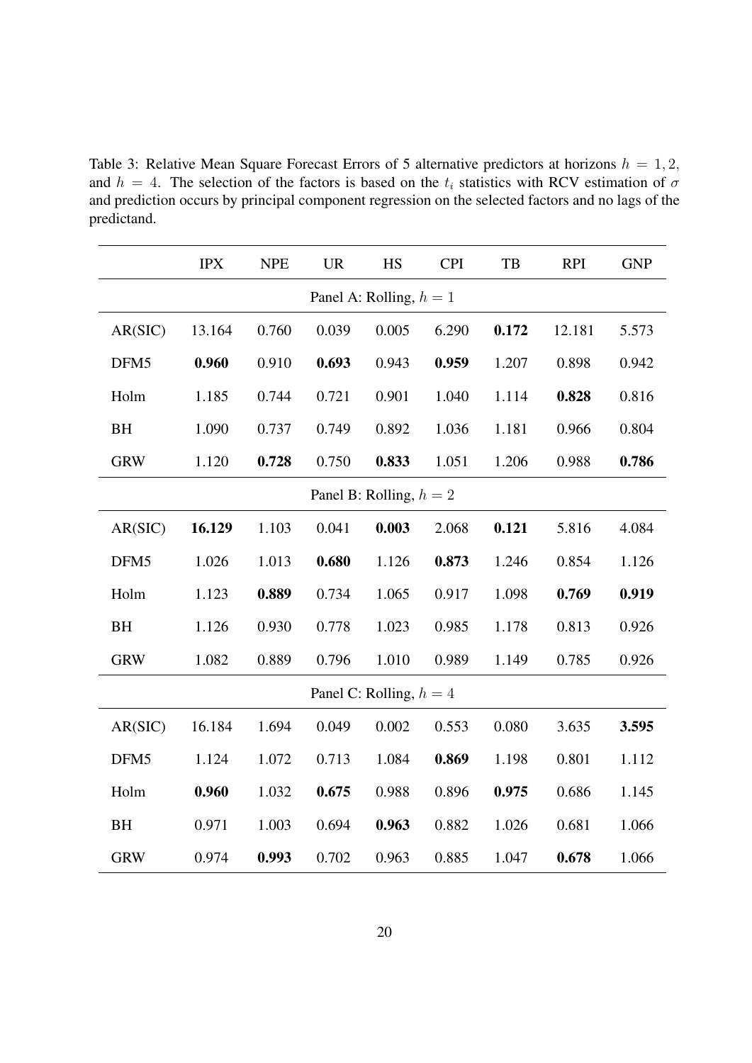Table 3: Relative Mean Square Forecast Errors of 5 alternative predictors at horizons $h = 1, 2$, and $h = 4$. The selection of the factors is based on the $t_i$ statistics with RCV estimation of $\sigma$ and prediction occurs by principal component regression on the selected factors and no lags of the predictand.

| | IPX | NPE | UR | HS | CPI | TB | RPI | GNP |
|---|---|---|---|---|---|---|---|---|
| Panel A: Rolling, $h = 1$ | | | | | | | | |
| AR(SIC) | 13.164 | 0.760 | 0.039 | 0.005 | 6.290 | **0.172** | 12.181 | 5.573 |
| DFM5 | **0.960** | 0.910 | **0.693** | 0.943 | **0.959** | 1.207 | 0.898 | 0.942 |
| Holm | 1.185 | 0.744 | 0.721 | 0.901 | 1.040 | 1.114 | **0.828** | 0.816 |
| BH | 1.090 | 0.737 | 0.749 | 0.892 | 1.036 | 1.181 | 0.966 | 0.804 |
| GRW | 1.120 | **0.728** | 0.750 | **0.833** | 1.051 | 1.206 | 0.988 | **0.786** |
| Panel B: Rolling, $h = 2$ | | | | | | | | |
| AR(SIC) | **16.129** | 1.103 | 0.041 | **0.003** | 2.068 | **0.121** | 5.816 | 4.084 |
| DFM5 | 1.026 | 1.013 | **0.680** | 1.126 | **0.873** | 1.246 | 0.854 | 1.126 |
| Holm | 1.123 | **0.889** | 0.734 | 1.065 | 0.917 | 1.098 | **0.769** | **0.919** |
| BH | 1.126 | 0.930 | 0.778 | 1.023 | 0.985 | 1.178 | 0.813 | 0.926 |
| GRW | 1.082 | 0.889 | 0.796 | 1.010 | 0.989 | 1.149 | 0.785 | 0.926 |
| Panel C: Rolling, $h = 4$ | | | | | | | | |
| AR(SIC) | 16.184 | 1.694 | 0.049 | 0.002 | 0.553 | 0.080 | 3.635 | **3.595** |
| DFM5 | 1.124 | 1.072 | 0.713 | 1.084 | **0.869** | 1.198 | 0.801 | 1.112 |
| Holm | **0.960** | 1.032 | **0.675** | 0.988 | 0.896 | **0.975** | 0.686 | 1.145 |
| BH | 0.971 | 1.003 | 0.694 | **0.963** | 0.882 | 1.026 | 0.681 | 1.066 |
| GRW | 0.974 | **0.993** | 0.702 | 0.963 | 0.885 | 1.047 | **0.678** | 1.066 |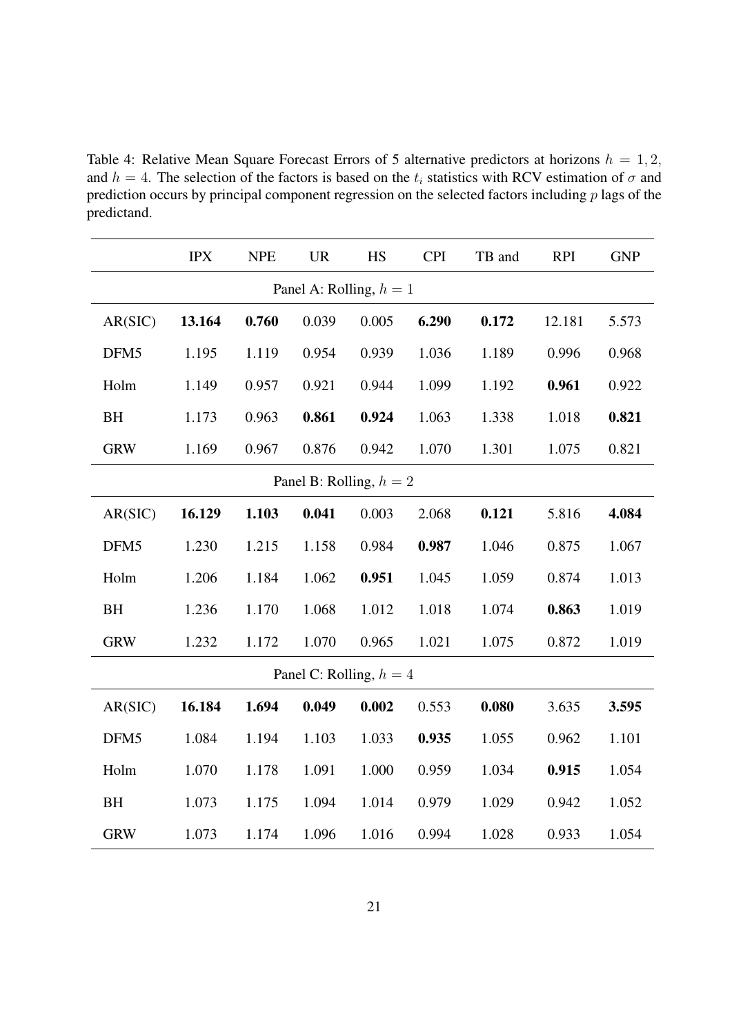Table 4: Relative Mean Square Forecast Errors of 5 alternative predictors at horizons $h = 1, 2$, and $h = 4$. The selection of the factors is based on the $t_i$ statistics with RCV estimation of $\sigma$ and prediction occurs by principal component regression on the selected factors including $p$ lags of the predictand.

| | IPX | NPE | UR | HS | CPI | TB and | RPI | GNP |
|---|---|---|---|---|---|---|---|---|
| | | | | Panel A: Rolling, $h = 1$ | | | | |
| AR(SIC) | **13.164** | **0.760** | 0.039 | 0.005 | **6.290** | **0.172** | 12.181 | 5.573 |
| DFM5 | 1.195 | 1.119 | 0.954 | 0.939 | 1.036 | 1.189 | 0.996 | 0.968 |
| Holm | 1.149 | 0.957 | 0.921 | 0.944 | 1.099 | 1.192 | **0.961** | 0.922 |
| BH | 1.173 | 0.963 | **0.861** | **0.924** | 1.063 | 1.338 | 1.018 | **0.821** |
| GRW | 1.169 | 0.967 | 0.876 | 0.942 | 1.070 | 1.301 | 1.075 | 0.821 |
| | | | | Panel B: Rolling, $h = 2$ | | | | |
| AR(SIC) | **16.129** | **1.103** | **0.041** | 0.003 | 2.068 | **0.121** | 5.816 | **4.084** |
| DFM5 | 1.230 | 1.215 | 1.158 | 0.984 | **0.987** | 1.046 | 0.875 | 1.067 |
| Holm | 1.206 | 1.184 | 1.062 | **0.951** | 1.045 | 1.059 | 0.874 | 1.013 |
| BH | 1.236 | 1.170 | 1.068 | 1.012 | 1.018 | 1.074 | **0.863** | 1.019 |
| GRW | 1.232 | 1.172 | 1.070 | 0.965 | 1.021 | 1.075 | 0.872 | 1.019 |
| | | | | Panel C: Rolling, $h = 4$ | | | | |
| AR(SIC) | **16.184** | **1.694** | **0.049** | **0.002** | 0.553 | **0.080** | 3.635 | **3.595** |
| DFM5 | 1.084 | 1.194 | 1.103 | 1.033 | **0.935** | 1.055 | 0.962 | 1.101 |
| Holm | 1.070 | 1.178 | 1.091 | 1.000 | 0.959 | 1.034 | **0.915** | 1.054 |
| BH | 1.073 | 1.175 | 1.094 | 1.014 | 0.979 | 1.029 | 0.942 | 1.052 |
| GRW | 1.073 | 1.174 | 1.096 | 1.016 | 0.994 | 1.028 | 0.933 | 1.054 |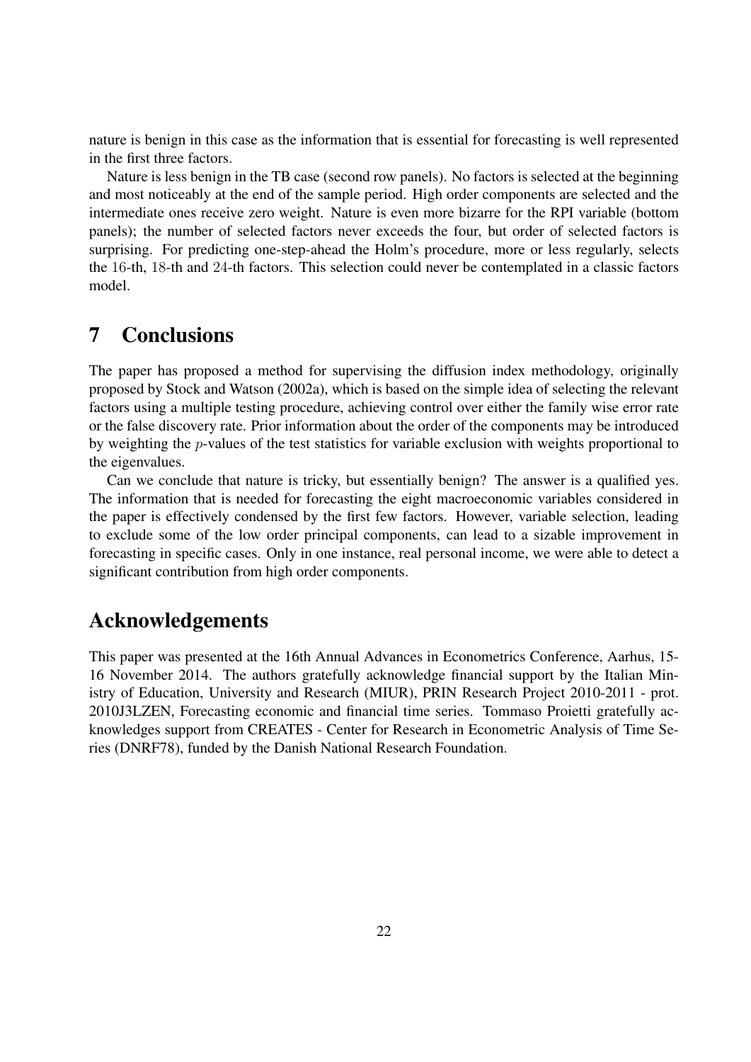nature is benign in this case as the information that is essential for forecasting is well represented in the first three factors.

Nature is less benign in the TB case (second row panels). No factors is selected at the beginning and most noticeably at the end of the sample period. High order components are selected and the intermediate ones receive zero weight. Nature is even more bizarre for the RPI variable (bottom panels); the number of selected factors never exceeds the four, but order of selected factors is surprising. For predicting one-step-ahead the Holm's procedure, more or less regularly, selects the 16-th, 18-th and 24-th factors. This selection could never be contemplated in a classic factors model.

# 7 Conclusions

The paper has proposed a method for supervising the diffusion index methodology, originally proposed by Stock and Watson (2002a), which is based on the simple idea of selecting the relevant factors using a multiple testing procedure, achieving control over either the family wise error rate or the false discovery rate. Prior information about the order of the components may be introduced by weighting the $p$-values of the test statistics for variable exclusion with weights proportional to the eigenvalues.

Can we conclude that nature is tricky, but essentially benign? The answer is a qualified yes. The information that is needed for forecasting the eight macroeconomic variables considered in the paper is effectively condensed by the first few factors. However, variable selection, leading to exclude some of the low order principal components, can lead to a sizable improvement in forecasting in specific cases. Only in one instance, real personal income, we were able to detect a significant contribution from high order components.

# Acknowledgements

This paper was presented at the 16th Annual Advances in Econometrics Conference, Aarhus, 15-16 November 2014. The authors gratefully acknowledge financial support by the Italian Ministry of Education, University and Research (MIUR), PRIN Research Project 2010-2011 - prot. 2010J3LZEN, Forecasting economic and financial time series. Tommaso Proietti gratefully acknowledges support from CREATES - Center for Research in Econometric Analysis of Time Series (DNRF78), funded by the Danish National Research Foundation.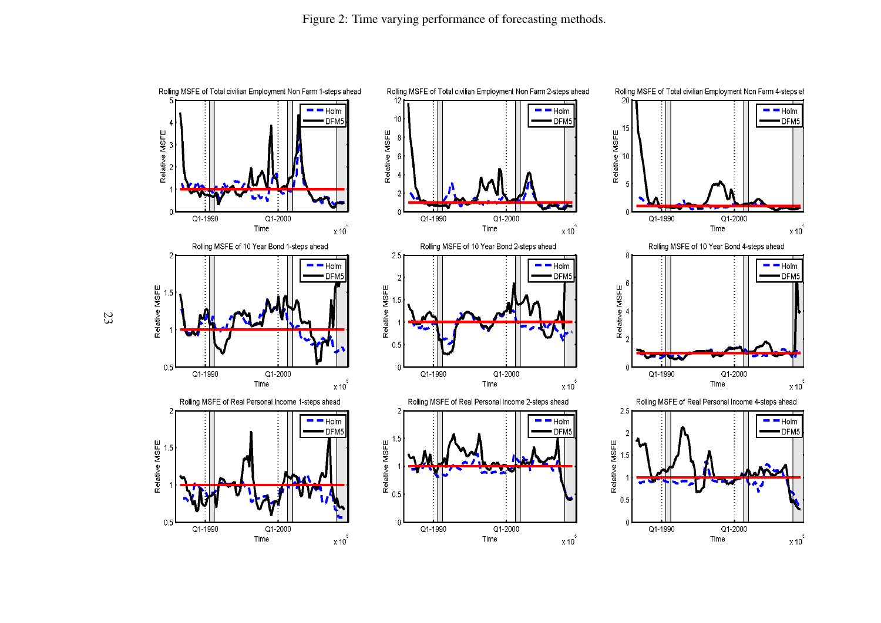Figure 2: Time varying performance of forecasting methods.

Rolling MSFE of Total civilian Employment Non Farm 1-steps ahead
Relative MSFE
0 1 2 3 4 5
Q1-1990 Q1-2000
Time
x 10^5
Holm
DFM5

Rolling MSFE of Total civilian Employment Non Farm 2-steps ahead
Relative MSFE
0 2 4 6 8 10 12
Q1-1990 Q1-2000
Time
x 10^5
Holm
DFM5

Rolling MSFE of Total civilian Employment Non Farm 4-steps ahead
Relative MSFE
0 5 10 15 20
Q1-1990 Q1-2000
Time
x 10^5
Holm
DFM5

Rolling MSFE of 10 Year Bond 1-steps ahead
Relative MSFE
0.5 1 1.5 2
Q1-1990 Q1-2000
Time
x 10^5
Holm
DFM5

Rolling MSFE of 10 Year Bond 2-steps ahead
Relative MSFE
0 0.5 1 1.5 2 2.5
Q1-1990 Q1-2000
Time
x 10^5
Holm
DFM5

Rolling MSFE of 10 Year Bond 4-steps ahead
Relative MSFE
0 2 4 6 8
Q1-1990 Q1-2000
Time
x 10^5
Holm
DFM5

Rolling MSFE of Real Personal Income 1-steps ahead
Relative MSFE
0.5 1 1.5 2
Q1-1990 Q1-2000
Time
x 10^5
Holm
DFM5

Rolling MSFE of Real Personal Income 2-steps ahead
Relative MSFE
0 0.5 1 1.5 2
Q1-1990 Q1-2000
Time
x 10^5
Holm
DFM5

Rolling MSFE of Real Personal Income 4-steps ahead
Relative MSFE
0 0.5 1 1.5 2 2.5
Q1-1990 Q1-2000
Time
x 10^5
Holm
DFM5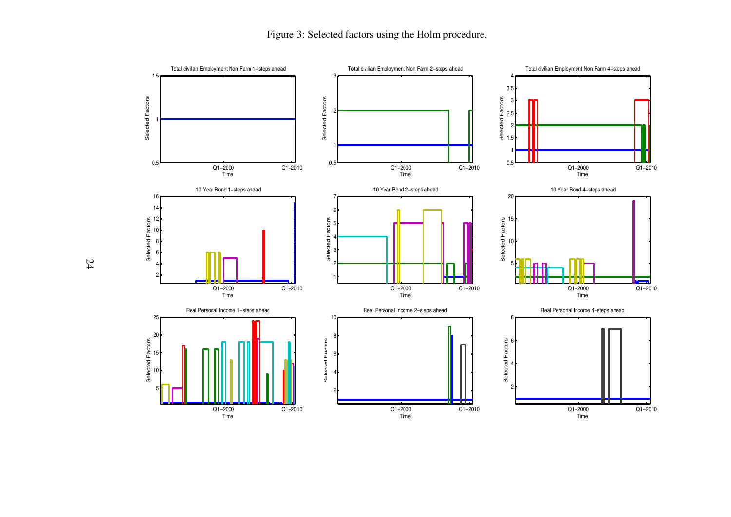Figure 3: Selected factors using the Holm procedure.

Total civilian Employment Non Farm 1−steps ahead

Selected Factors

1.5
1
0.5

Q1−2000
Q1−2010
Time

Total civilian Employment Non Farm 2−steps ahead

Selected Factors

3
2
1
0.5

Q1−2000
Q1−2010
Time

Total civilian Employment Non Farm 4−steps ahead

Selected Factors

4
3.5
3
2.5
2
1.5
1
0.5

Q1−2000
Q1−2010
Time

10 Year Bond 1−steps ahead

Selected Factors

16
14
12
10
8
6
4
2

Q1−2000
Q1−2010
Time

10 Year Bond 2−steps ahead

Selected Factors

7
6
5
4
3
2
1

Q1−2000
Q1−2010
Time

10 Year Bond 4−steps ahead

Selected Factors

20
15
10
5

Q1−2000
Q1−2010
Time

Real Personal Income 1−steps ahead

Selected Factors

25
20
15
10
5

Q1−2000
Q1−2010
Time

Real Personal Income 2−steps ahead

Selected Factors

10
8
6
4
2

Q1−2000
Q1−2010
Time

Real Personal Income 4−steps ahead

Selected Factors

8
6
4
2

Q1−2000
Q1−2010
Time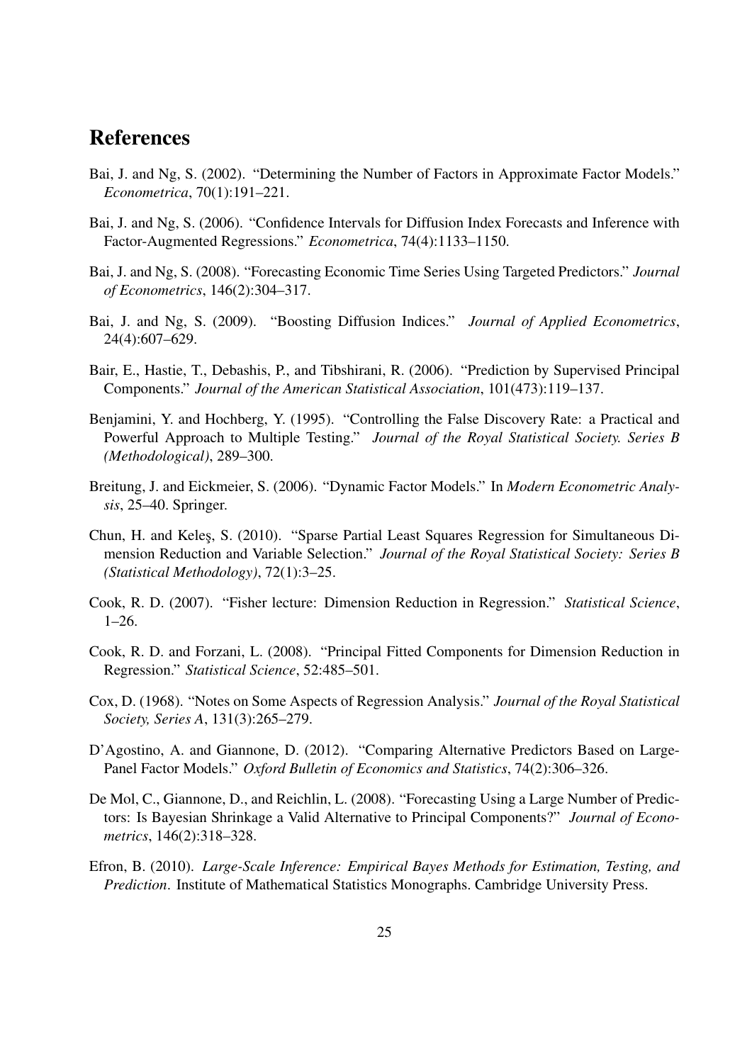# References

Bai, J. and Ng, S. (2002). "Determining the Number of Factors in Approximate Factor Models." *Econometrica*, 70(1):191–221.

Bai, J. and Ng, S. (2006). "Confidence Intervals for Diffusion Index Forecasts and Inference with Factor-Augmented Regressions." *Econometrica*, 74(4):1133–1150.

Bai, J. and Ng, S. (2008). "Forecasting Economic Time Series Using Targeted Predictors." *Journal of Econometrics*, 146(2):304–317.

Bai, J. and Ng, S. (2009). "Boosting Diffusion Indices." *Journal of Applied Econometrics*, 24(4):607–629.

Bair, E., Hastie, T., Debashis, P., and Tibshirani, R. (2006). "Prediction by Supervised Principal Components." *Journal of the American Statistical Association*, 101(473):119–137.

Benjamini, Y. and Hochberg, Y. (1995). "Controlling the False Discovery Rate: a Practical and Powerful Approach to Multiple Testing." *Journal of the Royal Statistical Society. Series B (Methodological)*, 289–300.

Breitung, J. and Eickmeier, S. (2006). "Dynamic Factor Models." In *Modern Econometric Analysis*, 25–40. Springer.

Chun, H. and Keleş, S. (2010). "Sparse Partial Least Squares Regression for Simultaneous Dimension Reduction and Variable Selection." *Journal of the Royal Statistical Society: Series B (Statistical Methodology)*, 72(1):3–25.

Cook, R. D. (2007). "Fisher lecture: Dimension Reduction in Regression." *Statistical Science*, 1–26.

Cook, R. D. and Forzani, L. (2008). "Principal Fitted Components for Dimension Reduction in Regression." *Statistical Science*, 52:485–501.

Cox, D. (1968). "Notes on Some Aspects of Regression Analysis." *Journal of the Royal Statistical Society, Series A*, 131(3):265–279.

D'Agostino, A. and Giannone, D. (2012). "Comparing Alternative Predictors Based on Large-Panel Factor Models." *Oxford Bulletin of Economics and Statistics*, 74(2):306–326.

De Mol, C., Giannone, D., and Reichlin, L. (2008). "Forecasting Using a Large Number of Predictors: Is Bayesian Shrinkage a Valid Alternative to Principal Components?" *Journal of Econometrics*, 146(2):318–328.

Efron, B. (2010). *Large-Scale Inference: Empirical Bayes Methods for Estimation, Testing, and Prediction*. Institute of Mathematical Statistics Monographs. Cambridge University Press.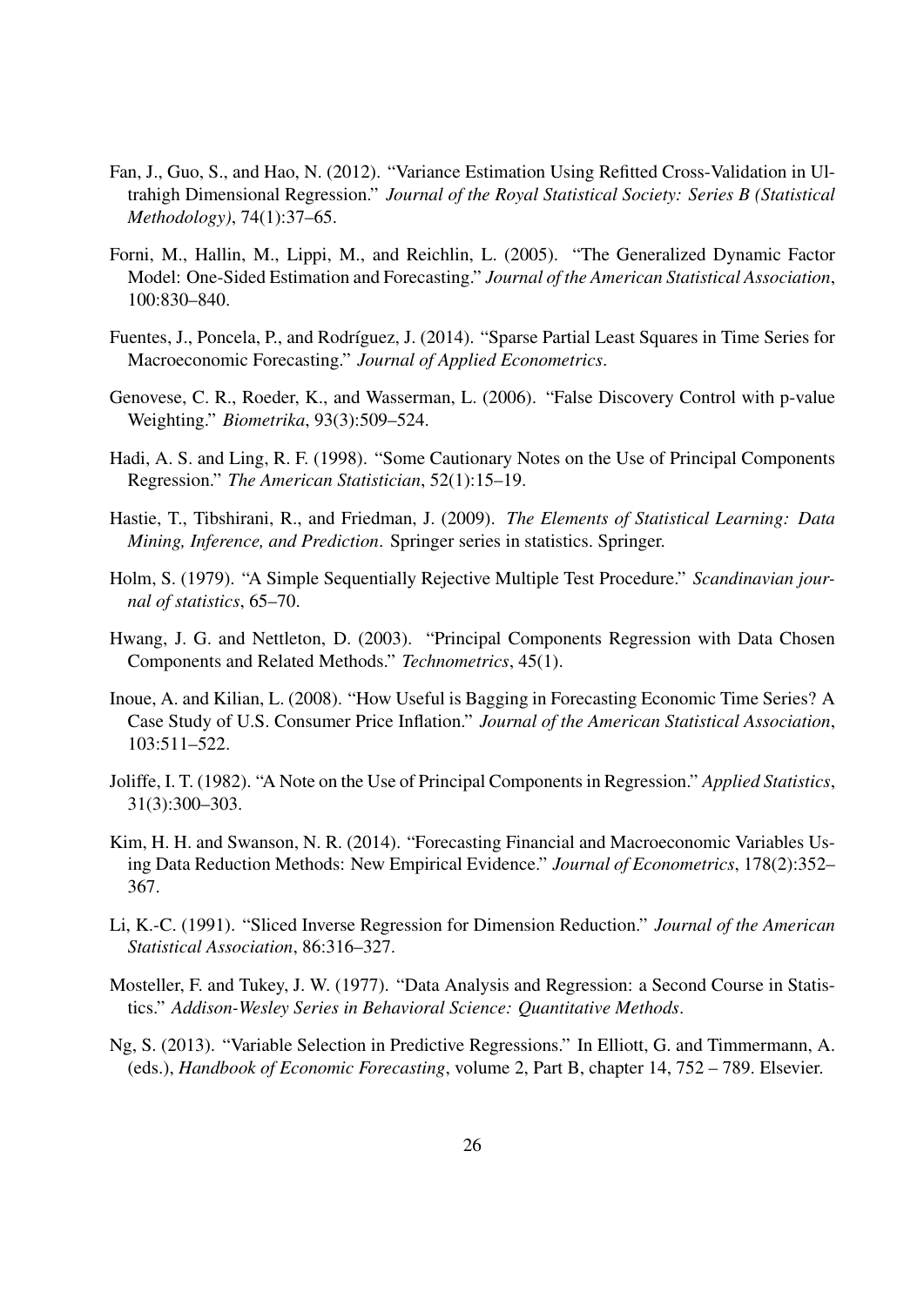Fan, J., Guo, S., and Hao, N. (2012). "Variance Estimation Using Refitted Cross-Validation in Ultrahigh Dimensional Regression." *Journal of the Royal Statistical Society: Series B (Statistical Methodology)*, 74(1):37–65.

Forni, M., Hallin, M., Lippi, M., and Reichlin, L. (2005). "The Generalized Dynamic Factor Model: One-Sided Estimation and Forecasting." *Journal of the American Statistical Association*, 100:830–840.

Fuentes, J., Poncela, P., and Rodríguez, J. (2014). "Sparse Partial Least Squares in Time Series for Macroeconomic Forecasting." *Journal of Applied Econometrics*.

Genovese, C. R., Roeder, K., and Wasserman, L. (2006). "False Discovery Control with p-value Weighting." *Biometrika*, 93(3):509–524.

Hadi, A. S. and Ling, R. F. (1998). "Some Cautionary Notes on the Use of Principal Components Regression." *The American Statistician*, 52(1):15–19.

Hastie, T., Tibshirani, R., and Friedman, J. (2009). *The Elements of Statistical Learning: Data Mining, Inference, and Prediction*. Springer series in statistics. Springer.

Holm, S. (1979). "A Simple Sequentially Rejective Multiple Test Procedure." *Scandinavian journal of statistics*, 65–70.

Hwang, J. G. and Nettleton, D. (2003). "Principal Components Regression with Data Chosen Components and Related Methods." *Technometrics*, 45(1).

Inoue, A. and Kilian, L. (2008). "How Useful is Bagging in Forecasting Economic Time Series? A Case Study of U.S. Consumer Price Inflation." *Journal of the American Statistical Association*, 103:511–522.

Joliffe, I. T. (1982). "A Note on the Use of Principal Components in Regression." *Applied Statistics*, 31(3):300–303.

Kim, H. H. and Swanson, N. R. (2014). "Forecasting Financial and Macroeconomic Variables Using Data Reduction Methods: New Empirical Evidence." *Journal of Econometrics*, 178(2):352–367.

Li, K.-C. (1991). "Sliced Inverse Regression for Dimension Reduction." *Journal of the American Statistical Association*, 86:316–327.

Mosteller, F. and Tukey, J. W. (1977). "Data Analysis and Regression: a Second Course in Statistics." *Addison-Wesley Series in Behavioral Science: Quantitative Methods*.

Ng, S. (2013). "Variable Selection in Predictive Regressions." In Elliott, G. and Timmermann, A. (eds.), *Handbook of Economic Forecasting*, volume 2, Part B, chapter 14, 752 – 789. Elsevier.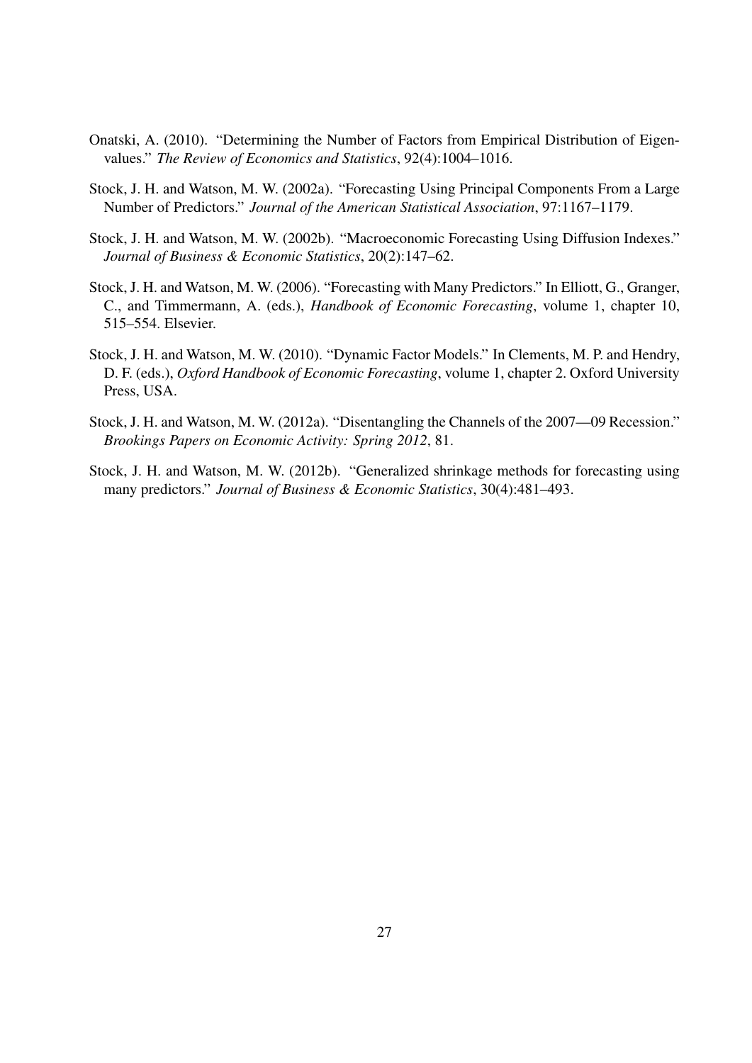Onatski, A. (2010). "Determining the Number of Factors from Empirical Distribution of Eigenvalues." *The Review of Economics and Statistics*, 92(4):1004–1016.

Stock, J. H. and Watson, M. W. (2002a). "Forecasting Using Principal Components From a Large Number of Predictors." *Journal of the American Statistical Association*, 97:1167–1179.

Stock, J. H. and Watson, M. W. (2002b). "Macroeconomic Forecasting Using Diffusion Indexes." *Journal of Business & Economic Statistics*, 20(2):147–62.

Stock, J. H. and Watson, M. W. (2006). "Forecasting with Many Predictors." In Elliott, G., Granger, C., and Timmermann, A. (eds.), *Handbook of Economic Forecasting*, volume 1, chapter 10, 515–554. Elsevier.

Stock, J. H. and Watson, M. W. (2010). "Dynamic Factor Models." In Clements, M. P. and Hendry, D. F. (eds.), *Oxford Handbook of Economic Forecasting*, volume 1, chapter 2. Oxford University Press, USA.

Stock, J. H. and Watson, M. W. (2012a). "Disentangling the Channels of the 2007—09 Recession." *Brookings Papers on Economic Activity: Spring 2012*, 81.

Stock, J. H. and Watson, M. W. (2012b). "Generalized shrinkage methods for forecasting using many predictors." *Journal of Business & Economic Statistics*, 30(4):481–493.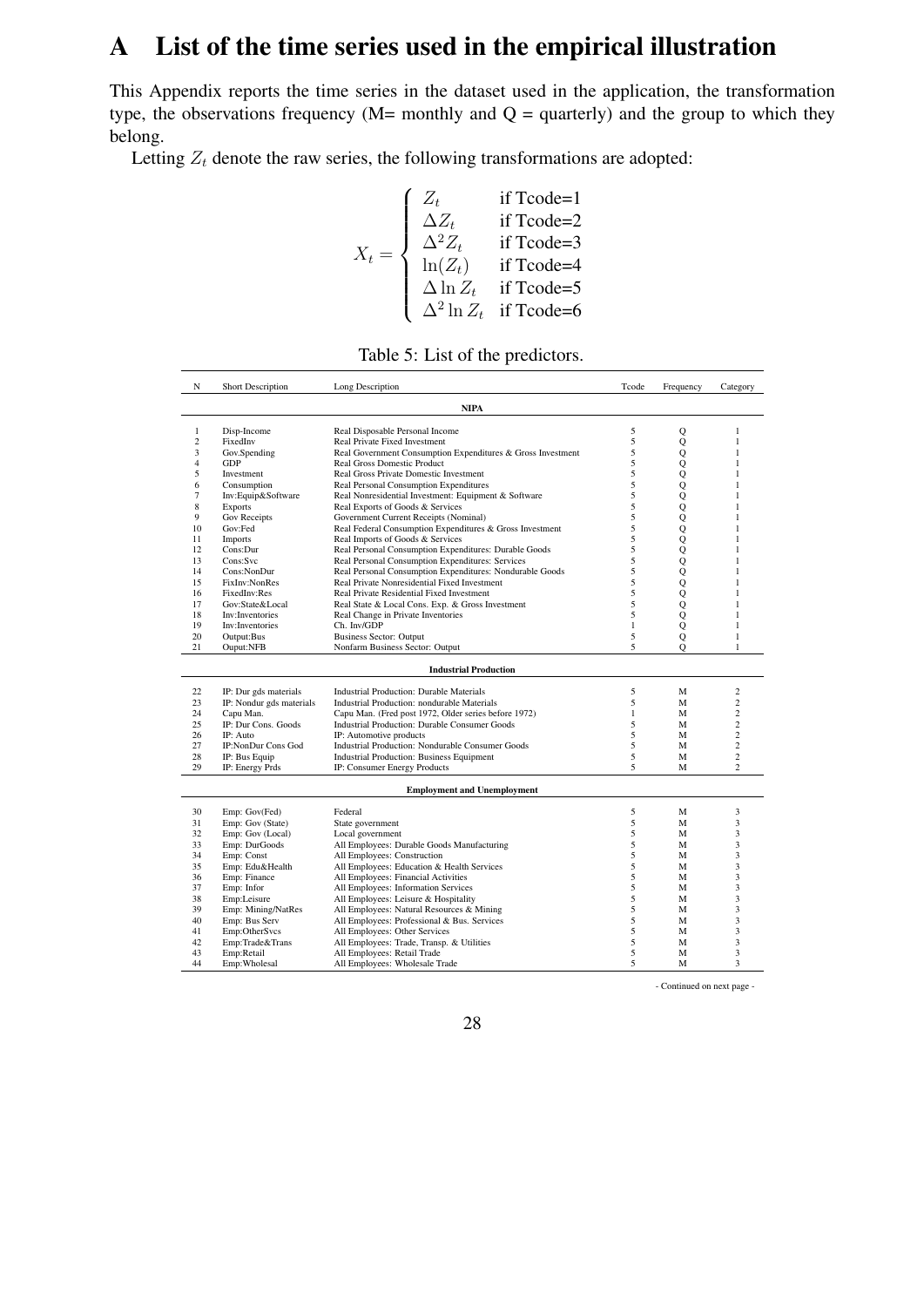# A List of the time series used in the empirical illustration

This Appendix reports the time series in the dataset used in the application, the transformation type, the observations frequency (M= monthly and Q = quarterly) and the group to which they belong.

Letting $Z_t$ denote the raw series, the following transformations are adopted:

$$
X_t = \begin{cases} Z_t & \text{if Tcode=1} \\ \Delta Z_t & \text{if Tcode=2} \\ \Delta^2 Z_t & \text{if Tcode=3} \\ \ln(Z_t) & \text{if Tcode=4} \\ \Delta \ln Z_t & \text{if Tcode=5} \\ \Delta^2 \ln Z_t & \text{if Tcode=6} \end{cases}
$$

Table 5: List of the predictors.

| N | Short Description | Long Description | Tcode | Frequency | Category |
|---|---|---|---|---|---|
| | | **NIPA** | | | |
| 1 | Disp-Income | Real Disposable Personal Income | 5 | Q | 1 |
| 2 | FixedInv | Real Private Fixed Investment | 5 | Q | 1 |
| 3 | Gov.Spending | Real Government Consumption Expenditures & Gross Investment | 5 | Q | 1 |
| 4 | GDP | Real Gross Domestic Product | 5 | Q | 1 |
| 5 | Investment | Real Gross Private Domestic Investment | 5 | Q | 1 |
| 6 | Consumption | Real Personal Consumption Expenditures | 5 | Q | 1 |
| 7 | Inv:Equip&Software | Real Nonresidential Investment: Equipment & Software | 5 | Q | 1 |
| 8 | Exports | Real Exports of Goods & Services | 5 | Q | 1 |
| 9 | Gov Receipts | Government Current Receipts (Nominal) | 5 | Q | 1 |
| 10 | Gov:Fed | Real Federal Consumption Expenditures & Gross Investment | 5 | Q | 1 |
| 11 | Imports | Real Imports of Goods & Services | 5 | Q | 1 |
| 12 | Cons:Dur | Real Personal Consumption Expenditures: Durable Goods | 5 | Q | 1 |
| 13 | Cons:Svc | Real Personal Consumption Expenditures: Services | 5 | Q | 1 |
| 14 | Cons:NonDur | Real Personal Consumption Expenditures: Nondurable Goods | 5 | Q | 1 |
| 15 | FixInv:NonRes | Real Private Nonresidential Fixed Investment | 5 | Q | 1 |
| 16 | FixedInv:Res | Real Private Residential Fixed Investment | 5 | Q | 1 |
| 17 | Gov:State&Local | Real State & Local Cons. Exp. & Gross Investment | 5 | Q | 1 |
| 18 | Inv:Inventories | Real Change in Private Inventories | 5 | Q | 1 |
| 19 | Inv:Inventories | Ch. Inv/GDP | 1 | Q | 1 |
| 20 | Output:Bus | Business Sector: Output | 5 | Q | 1 |
| 21 | Ouput:NFB | Nonfarm Business Sector: Output | 5 | Q | 1 |
| | | **Industrial Production** | | | |
| 22 | IP: Dur gds materials | Industrial Production: Durable Materials | 5 | M | 2 |
| 23 | IP: Nondur gds materials | Industrial Production: nondurable Materials | 5 | M | 2 |
| 24 | Capu Man. | Capu Man. (Fred post 1972, Older series before 1972) | 1 | M | 2 |
| 25 | IP: Dur Cons. Goods | Industrial Production: Durable Consumer Goods | 5 | M | 2 |
| 26 | IP: Auto | IP: Automotive products | 5 | M | 2 |
| 27 | IP:NonDur Cons God | Industrial Production: Nondurable Consumer Goods | 5 | M | 2 |
| 28 | IP: Bus Equip | Industrial Production: Business Equipment | 5 | M | 2 |
| 29 | IP: Energy Prds | IP: Consumer Energy Products | 5 | M | 2 |
| | | **Employment and Unemployment** | | | |
| 30 | Emp: Gov(Fed) | Federal | 5 | M | 3 |
| 31 | Emp: Gov (State) | State government | 5 | M | 3 |
| 32 | Emp: Gov (Local) | Local government | 5 | M | 3 |
| 33 | Emp: DurGoods | All Employees: Durable Goods Manufacturing | 5 | M | 3 |
| 34 | Emp: Const | All Employees: Construction | 5 | M | 3 |
| 35 | Emp: Edu&Health | All Employees: Education & Health Services | 5 | M | 3 |
| 36 | Emp: Finance | All Employees: Financial Activities | 5 | M | 3 |
| 37 | Emp: Infor | All Employees: Information Services | 5 | M | 3 |
| 38 | Emp:Leisure | All Employees: Leisure & Hospitality | 5 | M | 3 |
| 39 | Emp: Mining/NatRes | All Employees: Natural Resources & Mining | 5 | M | 3 |
| 40 | Emp: Bus Serv | All Employees: Professional & Bus. Services | 5 | M | 3 |
| 41 | Emp:OtherSvcs | All Employees: Other Services | 5 | M | 3 |
| 42 | Emp:Trade&Trans | All Employees: Trade, Transp. & Utilities | 5 | M | 3 |
| 43 | Emp:Retail | All Employees: Retail Trade | 5 | M | 3 |
| 44 | Emp:Wholesal | All Employees: Wholesale Trade | 5 | M | 3 |

- Continued on next page -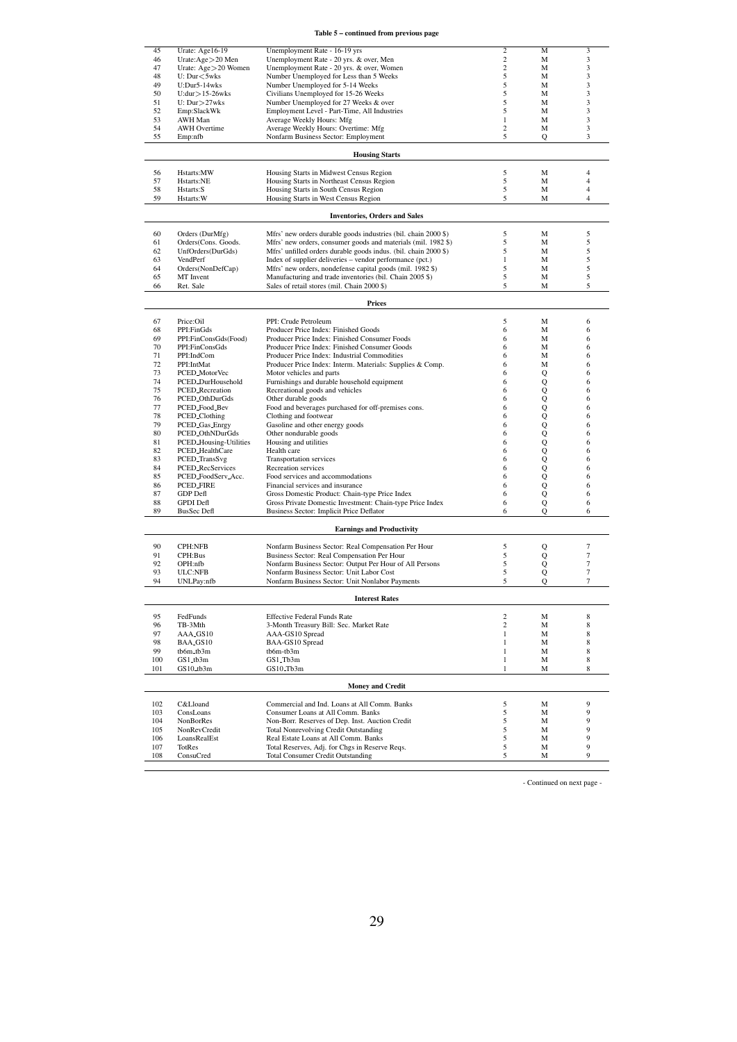**Table 5 – continued from previous page**

| | | | | | |
|---|---|---|---|---|---|
| 45 | Urate: Age16-19 | Unemployment Rate - 16-19 yrs | 2 | M | 3 |
| 46 | Urate:Age>20 Men | Unemployment Rate - 20 yrs. & over, Men | 2 | M | 3 |
| 47 | Urate: Age>20 Women | Unemployment Rate - 20 yrs. & over, Women | 2 | M | 3 |
| 48 | U: Dur<5wks | Number Unemployed for Less than 5 Weeks | 5 | M | 3 |
| 49 | U:Dur5-14wks | Number Unemployed for 5-14 Weeks | 5 | M | 3 |
| 50 | U:dur>15-26wks | Civilians Unemployed for 15-26 Weeks | 5 | M | 3 |
| 51 | U: Dur>27wks | Number Unemployed for 27 Weeks & over | 5 | M | 3 |
| 52 | Emp:SlackWk | Employment Level - Part-Time, All Industries | 5 | M | 3 |
| 53 | AWH Man | Average Weekly Hours: Mfg | 1 | M | 3 |
| 54 | AWH Overtime | Average Weekly Hours: Overtime: Mfg | 2 | M | 3 |
| 55 | Emp:nfb | Nonfarm Business Sector: Employment | 5 | Q | 3 |
| | | **Housing Starts** | | | |
| 56 | Hstarts:MW | Housing Starts in Midwest Census Region | 5 | M | 4 |
| 57 | Hstarts:NE | Housing Starts in Northeast Census Region | 5 | M | 4 |
| 58 | Hstarts:S | Housing Starts in South Census Region | 5 | M | 4 |
| 59 | Hstarts:W | Housing Starts in West Census Region | 5 | M | 4 |
| | | **Inventories, Orders and Sales** | | | |
| 60 | Orders (DurMfg) | Mfrs' new orders durable goods industries (bil. chain 2000 $) | 5 | M | 5 |
| 61 | Orders(Cons. Goods. | Mfrs' new orders, consumer goods and materials (mil. 1982 $) | 5 | M | 5 |
| 62 | UnfOrders(DurGds) | Mfrs' unfilled orders durable goods indus. (bil. chain 2000 $) | 5 | M | 5 |
| 63 | VendPerf | Index of supplier deliveries – vendor performance (pct.) | 1 | M | 5 |
| 64 | Orders(NonDefCap) | Mfrs' new orders, nondefense capital goods (mil. 1982 $) | 5 | M | 5 |
| 65 | MT Invent | Manufacturing and trade inventories (bil. Chain 2005 $) | 5 | M | 5 |
| 66 | Ret. Sale | Sales of retail stores (mil. Chain 2000 $) | 5 | M | 5 |
| | | **Prices** | | | |
| 67 | Price:Oil | PPI: Crude Petroleum | 5 | M | 6 |
| 68 | PPI:FinGds | Producer Price Index: Finished Goods | 6 | M | 6 |
| 69 | PPI:FinConsGds(Food) | Producer Price Index: Finished Consumer Foods | 6 | M | 6 |
| 70 | PPI:FinConsGds | Producer Price Index: Finished Consumer Goods | 6 | M | 6 |
| 71 | PPI:IndCom | Producer Price Index: Industrial Commodities | 6 | M | 6 |
| 72 | PPI:IntMat | Producer Price Index: Interm. Materials: Supplies & Comp. | 6 | M | 6 |
| 73 | PCED_MotorVec | Motor vehicles and parts | 6 | Q | 6 |
| 74 | PCED_DurHousehold | Furnishings and durable household equipment | 6 | Q | 6 |
| 75 | PCED_Recreation | Recreational goods and vehicles | 6 | Q | 6 |
| 76 | PCED_OthDurGds | Other durable goods | 6 | Q | 6 |
| 77 | PCED_Food_Bev | Food and beverages purchased for off-premises cons. | 6 | Q | 6 |
| 78 | PCED_Clothing | Clothing and footwear | 6 | Q | 6 |
| 79 | PCED_Gas_Enrgy | Gasoline and other energy goods | 6 | Q | 6 |
| 80 | PCED_OthNDurGds | Other nondurable goods | 6 | Q | 6 |
| 81 | PCED_Housing-Utilities | Housing and utilities | 6 | Q | 6 |
| 82 | PCED_HealthCare | Health care | 6 | Q | 6 |
| 83 | PCED_TransSvg | Transportation services | 6 | Q | 6 |
| 84 | PCED_RecServices | Recreation services | 6 | Q | 6 |
| 85 | PCED_FoodServ_Acc. | Food services and accommodations | 6 | Q | 6 |
| 86 | PCED_FIRE | Financial services and insurance | 6 | Q | 6 |
| 87 | GDP Defl | Gross Domestic Product: Chain-type Price Index | 6 | Q | 6 |
| 88 | GPDI Defl | Gross Private Domestic Investment: Chain-type Price Index | 6 | Q | 6 |
| 89 | BusSec Defl | Business Sector: Implicit Price Deflator | 6 | Q | 6 |
| | | **Earnings and Productivity** | | | |
| 90 | CPH:NFB | Nonfarm Business Sector: Real Compensation Per Hour | 5 | Q | 7 |
| 91 | CPH:Bus | Business Sector: Real Compensation Per Hour | 5 | Q | 7 |
| 92 | OPH:nfb | Nonfarm Business Sector: Output Per Hour of All Persons | 5 | Q | 7 |
| 93 | ULC:NFB | Nonfarm Business Sector: Unit Labor Cost | 5 | Q | 7 |
| 94 | UNLPay:nfb | Nonfarm Business Sector: Unit Nonlabor Payments | 5 | Q | 7 |
| | | **Interest Rates** | | | |
| 95 | FedFunds | Effective Federal Funds Rate | 2 | M | 8 |
| 96 | TB-3Mth | 3-Month Treasury Bill: Sec. Market Rate | 2 | M | 8 |
| 97 | AAA_GS10 | AAA-GS10 Spread | 1 | M | 8 |
| 98 | BAA_GS10 | BAA-GS10 Spread | 1 | M | 8 |
| 99 | tb6m_tb3m | tb6m-tb3m | 1 | M | 8 |
| 100 | GS1_tb3m | GS1_Tb3m | 1 | M | 8 |
| 101 | GS10_tb3m | GS10_Tb3m | 1 | M | 8 |
| | | **Money and Credit** | | | |
| 102 | C&Lloand | Commercial and Ind. Loans at All Comm. Banks | 5 | M | 9 |
| 103 | ConsLoans | Consumer Loans at All Comm. Banks | 5 | M | 9 |
| 104 | NonBorRes | Non-Borr. Reserves of Dep. Inst. Auction Credit | 5 | M | 9 |
| 105 | NonRevCredit | Total Nonrevolving Credit Outstanding | 5 | M | 9 |
| 106 | LoansRealEst | Real Estate Loans at All Comm. Banks | 5 | M | 9 |
| 107 | TotRes | Total Reserves, Adj. for Chgs in Reserve Reqs. | 5 | M | 9 |
| 108 | ConsuCred | Total Consumer Credit Outstanding | 5 | M | 9 |

- Continued on next page -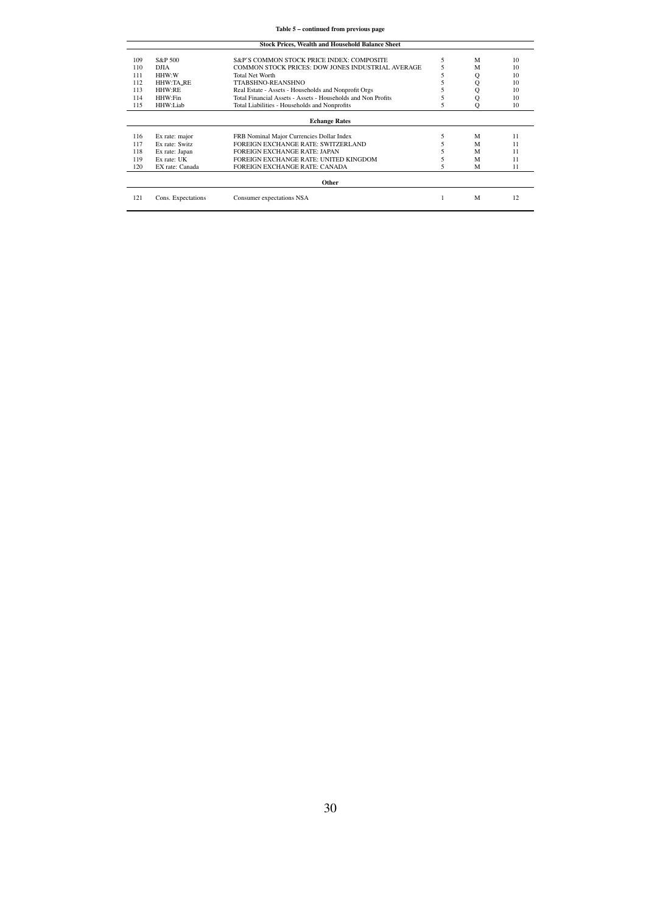**Table 5 – continued from previous page**

| | | | | | |
|---|---|---|---|---|---|
| | | **Stock Prices, Wealth and Household Balance Sheet** | | | |
| 109 | S&P 500 | S&P'S COMMON STOCK PRICE INDEX: COMPOSITE | 5 | M | 10 |
| 110 | DJIA | COMMON STOCK PRICES: DOW JONES INDUSTRIAL AVERAGE | 5 | M | 10 |
| 111 | HHW:W | Total Net Worth | 5 | Q | 10 |
| 112 | HHW:TA_RE | TTABSHNO-REANSHNO | 5 | Q | 10 |
| 113 | HHW:RE | Real Estate - Assets - Households and Nonprofit Orgs | 5 | Q | 10 |
| 114 | HHW:Fin | Total Financial Assets - Assets - Households and Non Profits | 5 | Q | 10 |
| 115 | HHW:Liab | Total Liabilities - Households and Nonprofits | 5 | Q | 10 |
| | | **Echange Rates** | | | |
| 116 | Ex rate: major | FRB Nominal Major Currencies Dollar Index | 5 | M | 11 |
| 117 | Ex rate: Switz | FOREIGN EXCHANGE RATE: SWITZERLAND | 5 | M | 11 |
| 118 | Ex rate: Japan | FOREIGN EXCHANGE RATE: JAPAN | 5 | M | 11 |
| 119 | Ex rate: UK | FOREIGN EXCHANGE RATE: UNITED KINGDOM | 5 | M | 11 |
| 120 | EX rate: Canada | FOREIGN EXCHANGE RATE: CANADA | 5 | M | 11 |
| | | **Other** | | | |
| 121 | Cons. Expectations | Consumer expectations NSA | 1 | M | 12 |